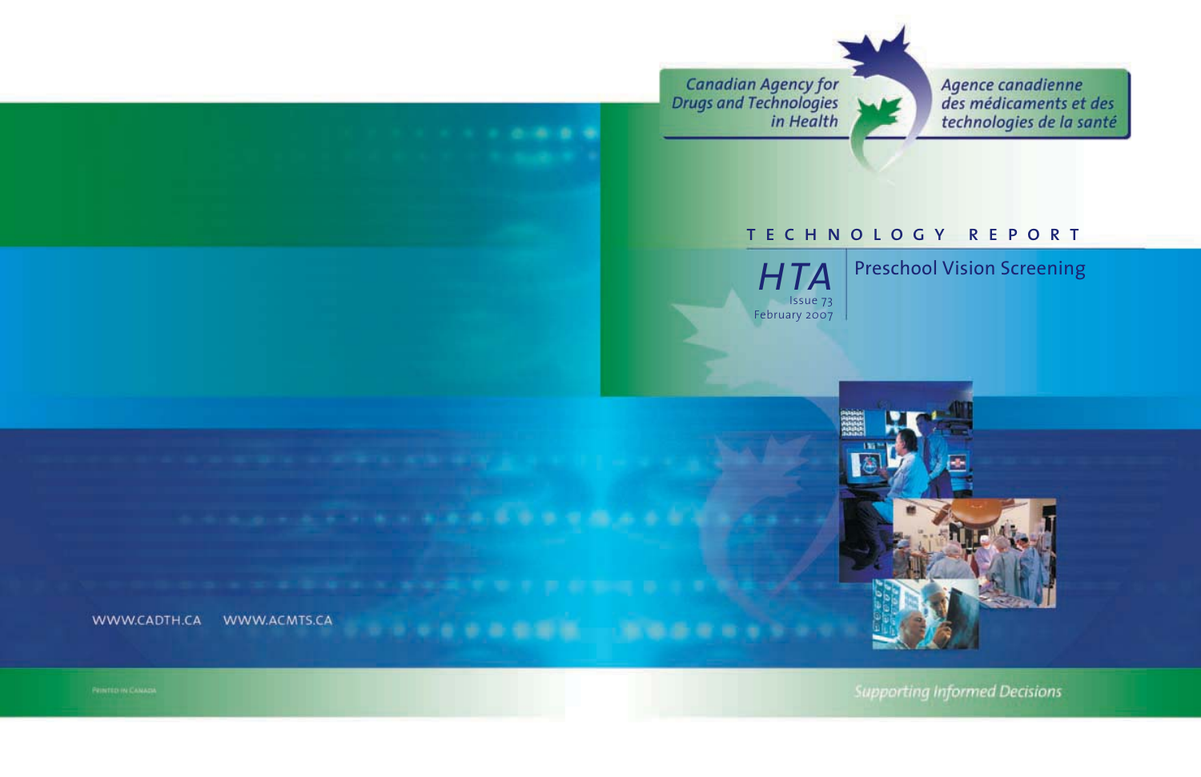Canadian Agency for Drugs and Technologies in Health

Agence canadienne des médicaments et des technologies de la santé

TECHNOLOGY REPORT

# HTA

Issue 73
February 2007

# Preschool Vision Screening

WWW.CADTH.CA WWW.ACMTS.CA

PRINTED IN CANADA

Supporting Informed Decisions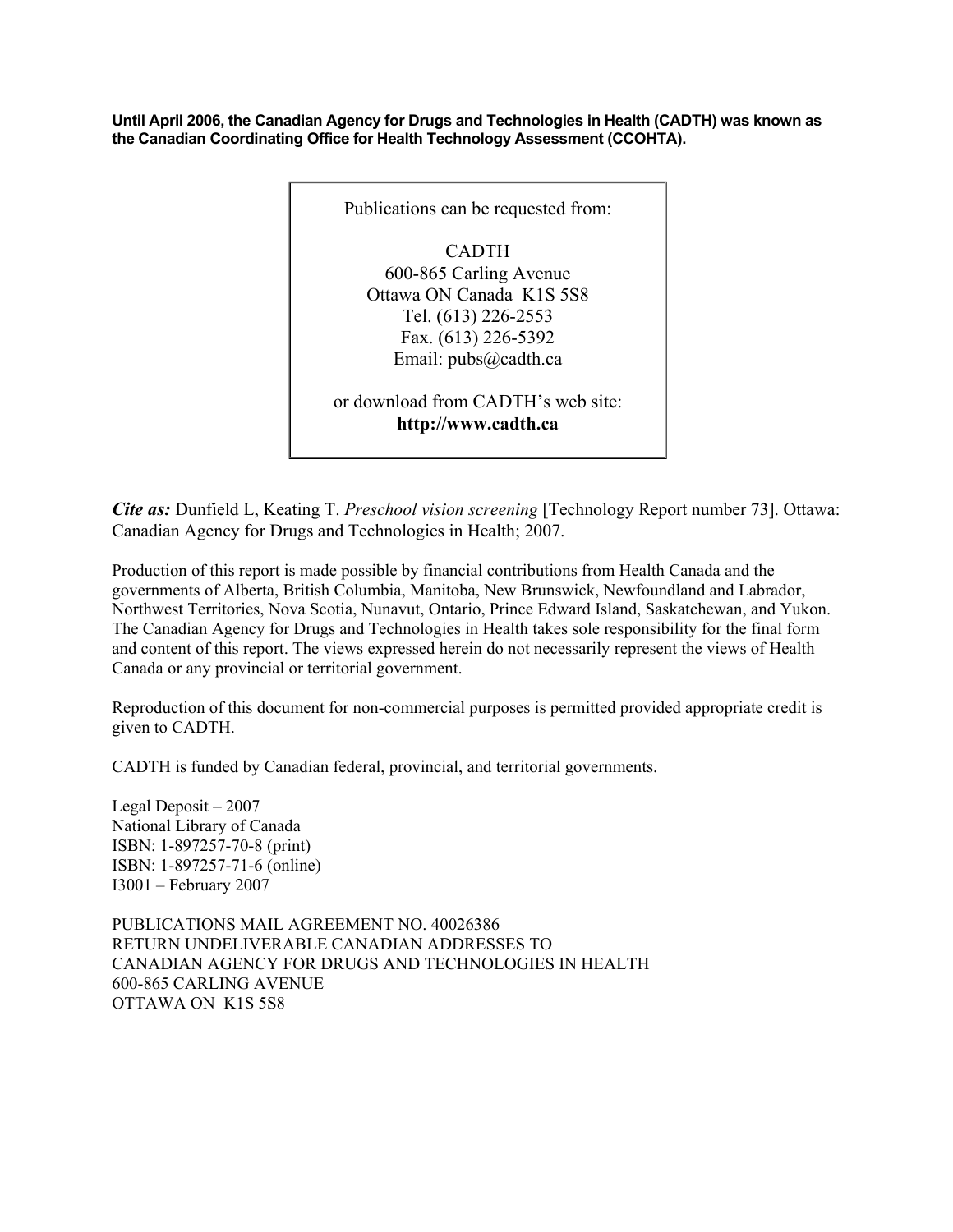**Until April 2006, the Canadian Agency for Drugs and Technologies in Health (CADTH) was known as the Canadian Coordinating Office for Health Technology Assessment (CCOHTA).**

Publications can be requested from:

CADTH
600-865 Carling Avenue
Ottawa ON Canada K1S 5S8
Tel. (613) 226-2553
Fax. (613) 226-5392
Email: pubs@cadth.ca

or download from CADTH's web site:
**http://www.cadth.ca**

***Cite as:*** Dunfield L, Keating T. *Preschool vision screening* [Technology Report number 73]. Ottawa: Canadian Agency for Drugs and Technologies in Health; 2007.

Production of this report is made possible by financial contributions from Health Canada and the governments of Alberta, British Columbia, Manitoba, New Brunswick, Newfoundland and Labrador, Northwest Territories, Nova Scotia, Nunavut, Ontario, Prince Edward Island, Saskatchewan, and Yukon. The Canadian Agency for Drugs and Technologies in Health takes sole responsibility for the final form and content of this report. The views expressed herein do not necessarily represent the views of Health Canada or any provincial or territorial government.

Reproduction of this document for non-commercial purposes is permitted provided appropriate credit is given to CADTH.

CADTH is funded by Canadian federal, provincial, and territorial governments.

Legal Deposit – 2007
National Library of Canada
ISBN: 1-897257-70-8 (print)
ISBN: 1-897257-71-6 (online)
I3001 – February 2007

PUBLICATIONS MAIL AGREEMENT NO. 40026386
RETURN UNDELIVERABLE CANADIAN ADDRESSES TO
CANADIAN AGENCY FOR DRUGS AND TECHNOLOGIES IN HEALTH
600-865 CARLING AVENUE
OTTAWA ON K1S 5S8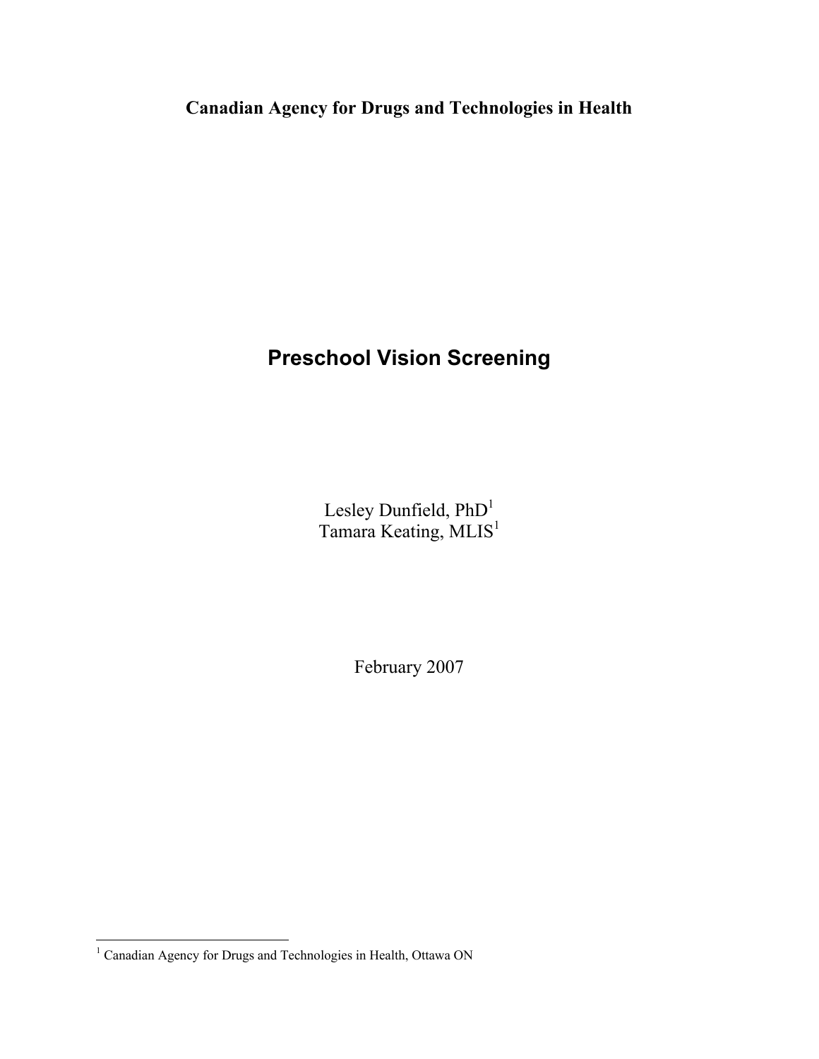**Canadian Agency for Drugs and Technologies in Health**

# Preschool Vision Screening

Lesley Dunfield, PhD[1]
Tamara Keating, MLIS[1]

February 2007

[1] Canadian Agency for Drugs and Technologies in Health, Ottawa ON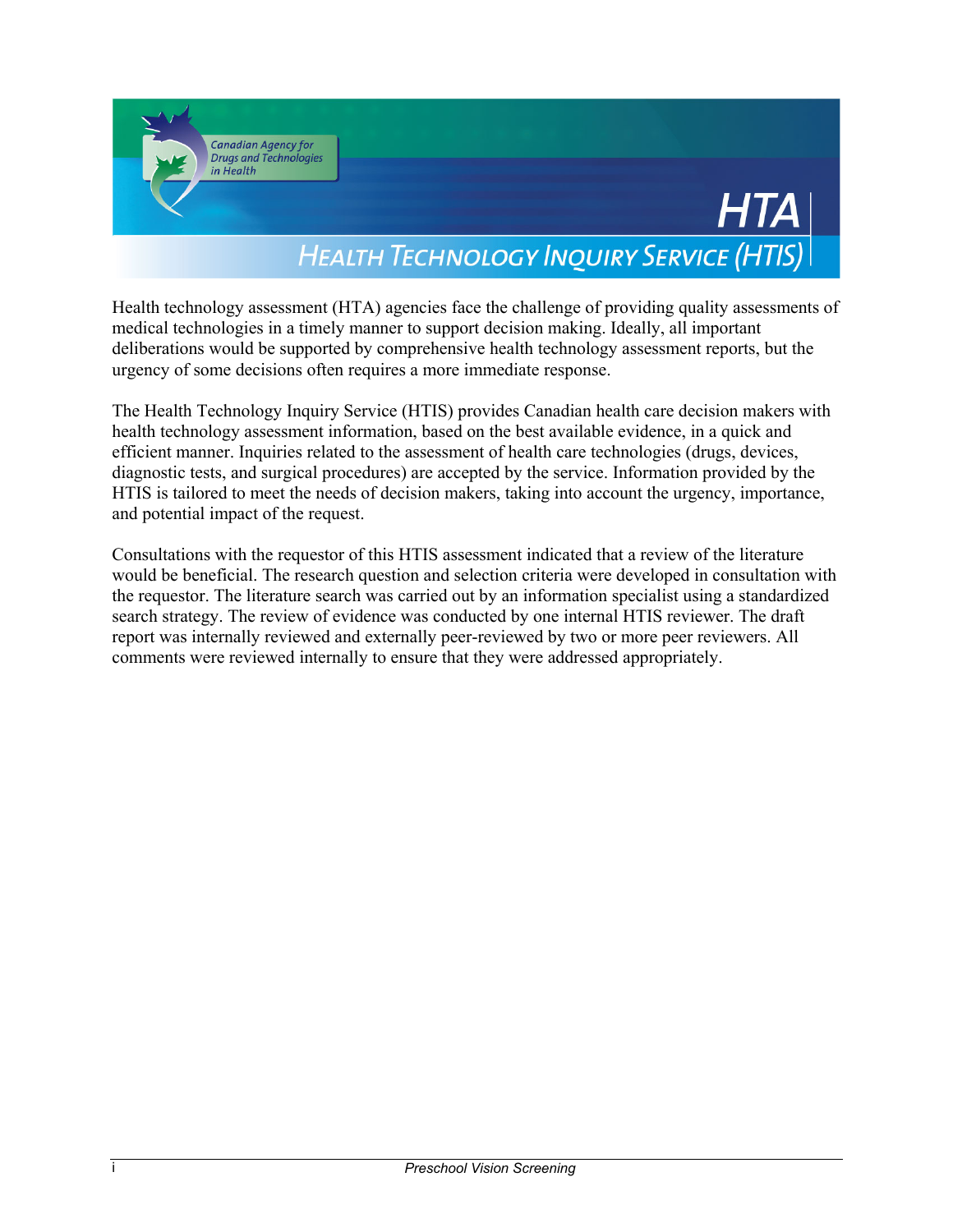Canadian Agency for Drugs and Technologies in Health

# HTA

## Health Technology Inquiry Service (HTIS)

Health technology assessment (HTA) agencies face the challenge of providing quality assessments of medical technologies in a timely manner to support decision making. Ideally, all important deliberations would be supported by comprehensive health technology assessment reports, but the urgency of some decisions often requires a more immediate response.

The Health Technology Inquiry Service (HTIS) provides Canadian health care decision makers with health technology assessment information, based on the best available evidence, in a quick and efficient manner. Inquiries related to the assessment of health care technologies (drugs, devices, diagnostic tests, and surgical procedures) are accepted by the service. Information provided by the HTIS is tailored to meet the needs of decision makers, taking into account the urgency, importance, and potential impact of the request.

Consultations with the requestor of this HTIS assessment indicated that a review of the literature would be beneficial. The research question and selection criteria were developed in consultation with the requestor. The literature search was carried out by an information specialist using a standardized search strategy. The review of evidence was conducted by one internal HTIS reviewer. The draft report was internally reviewed and externally peer-reviewed by two or more peer reviewers. All comments were reviewed internally to ensure that they were addressed appropriately.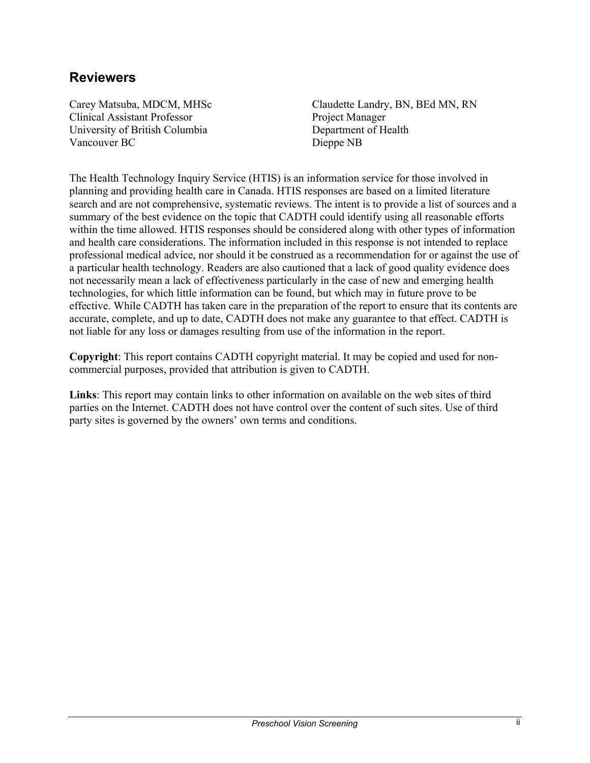## Reviewers

Carey Matsuba, MDCM, MHSc
Clinical Assistant Professor
University of British Columbia
Vancouver BC

Claudette Landry, BN, BEd MN, RN
Project Manager
Department of Health
Dieppe NB

The Health Technology Inquiry Service (HTIS) is an information service for those involved in planning and providing health care in Canada. HTIS responses are based on a limited literature search and are not comprehensive, systematic reviews. The intent is to provide a list of sources and a summary of the best evidence on the topic that CADTH could identify using all reasonable efforts within the time allowed. HTIS responses should be considered along with other types of information and health care considerations. The information included in this response is not intended to replace professional medical advice, nor should it be construed as a recommendation for or against the use of a particular health technology. Readers are also cautioned that a lack of good quality evidence does not necessarily mean a lack of effectiveness particularly in the case of new and emerging health technologies, for which little information can be found, but which may in future prove to be effective. While CADTH has taken care in the preparation of the report to ensure that its contents are accurate, complete, and up to date, CADTH does not make any guarantee to that effect. CADTH is not liable for any loss or damages resulting from use of the information in the report.

**Copyright**: This report contains CADTH copyright material. It may be copied and used for non-commercial purposes, provided that attribution is given to CADTH.

**Links**: This report may contain links to other information on available on the web sites of third parties on the Internet. CADTH does not have control over the content of such sites. Use of third party sites is governed by the owners' own terms and conditions.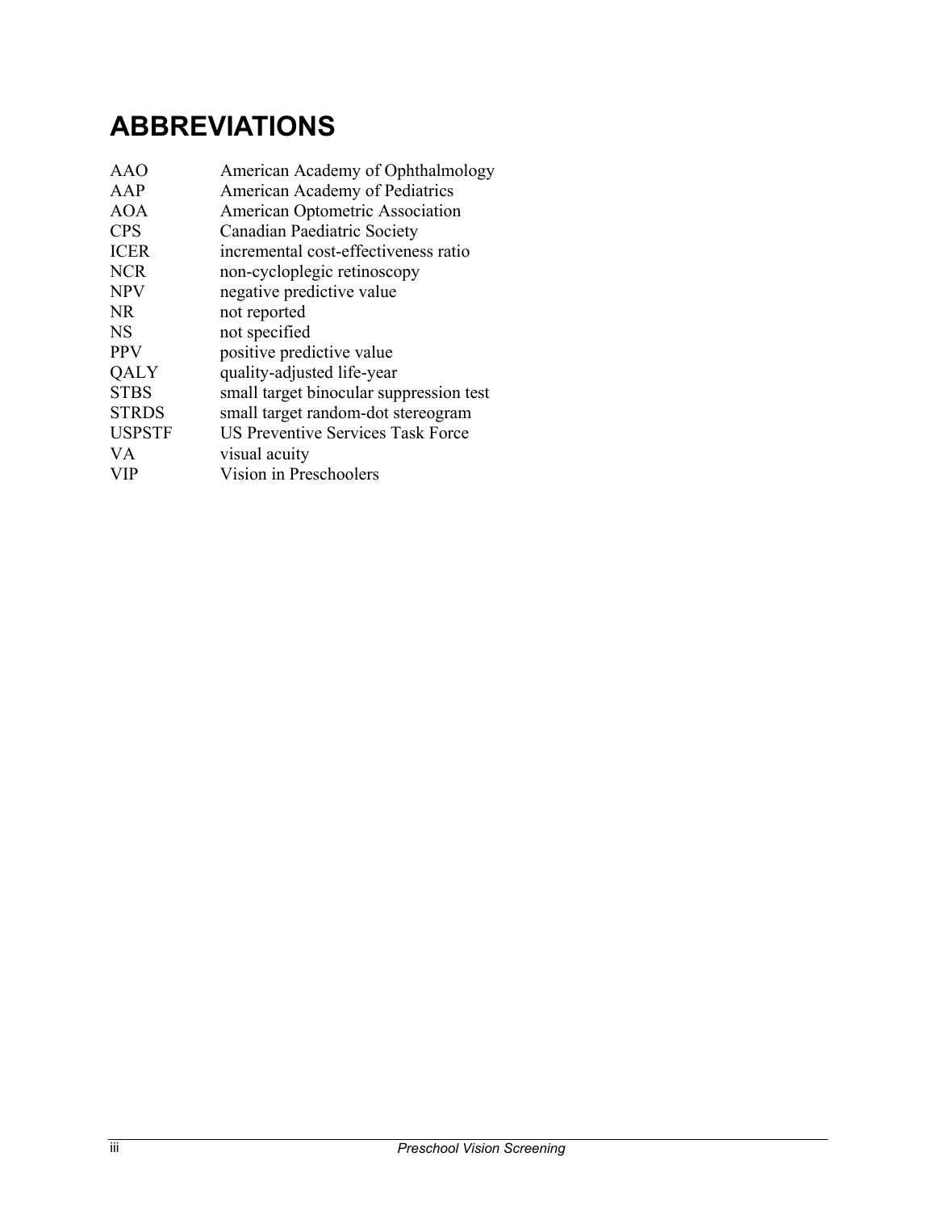# ABBREVIATIONS

| | |
|---|---|
| AAO | American Academy of Ophthalmology |
| AAP | American Academy of Pediatrics |
| AOA | American Optometric Association |
| CPS | Canadian Paediatric Society |
| ICER | incremental cost-effectiveness ratio |
| NCR | non-cycloplegic retinoscopy |
| NPV | negative predictive value |
| NR | not reported |
| NS | not specified |
| PPV | positive predictive value |
| QALY | quality-adjusted life-year |
| STBS | small target binocular suppression test |
| STRDS | small target random-dot stereogram |
| USPSTF | US Preventive Services Task Force |
| VA | visual acuity |
| VIP | Vision in Preschoolers |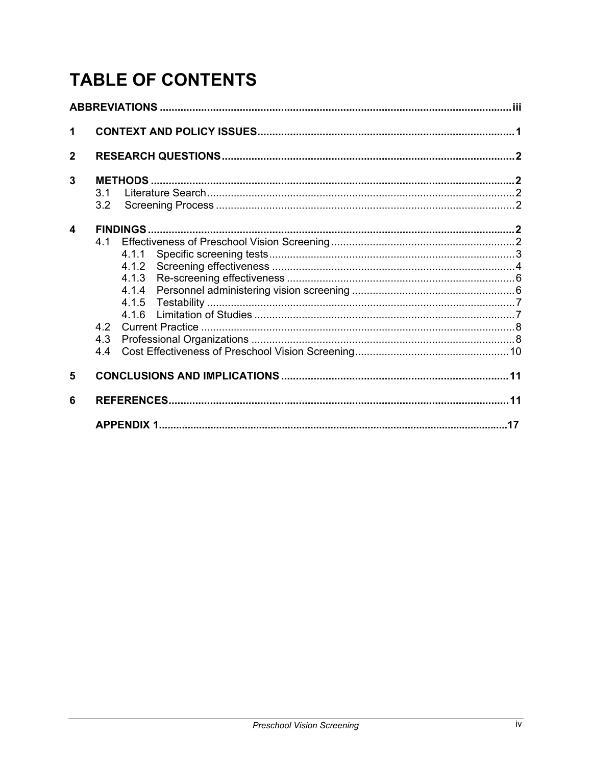# TABLE OF CONTENTS

**ABBREVIATIONS** ........................................................................................................ iii

**1 CONTEXT AND POLICY ISSUES** ........................................................................................ 1

**2 RESEARCH QUESTIONS** .................................................................................................. 2

**3 METHODS** ........................................................................................................................ 2

- 3.1 Literature Search ........................................................................................................ 2
- 3.2 Screening Process ...................................................................................................... 2

**4 FINDINGS** ......................................................................................................................... 2

- 4.1 Effectiveness of Preschool Vision Screening ................................................................ 2
  - 4.1.1 Specific screening tests .......................................................................................... 3
  - 4.1.2 Screening effectiveness .......................................................................................... 4
  - 4.1.3 Re-screening effectiveness ...................................................................................... 6
  - 4.1.4 Personnel administering vision screening ................................................................ 6
  - 4.1.5 Testability ............................................................................................................. 7
  - 4.1.6 Limitation of Studies .............................................................................................. 7
- 4.2 Current Practice .......................................................................................................... 8
- 4.3 Professional Organizations .......................................................................................... 8
- 4.4 Cost Effectiveness of Preschool Vision Screening ....................................................... 10

**5 CONCLUSIONS AND IMPLICATIONS** ............................................................................... 11

**6 REFERENCES** .................................................................................................................. 11

**APPENDIX 1** ........................................................................................................................ 17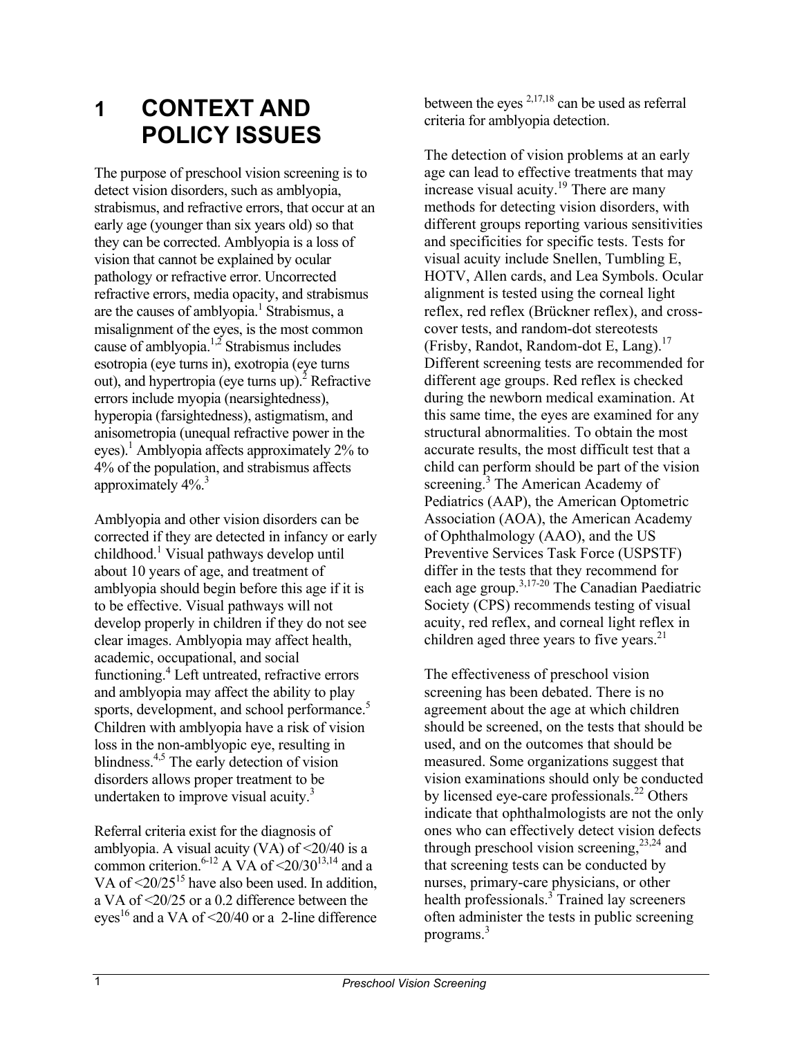# 1 CONTEXT AND POLICY ISSUES

The purpose of preschool vision screening is to detect vision disorders, such as amblyopia, strabismus, and refractive errors, that occur at an early age (younger than six years old) so that they can be corrected. Amblyopia is a loss of vision that cannot be explained by ocular pathology or refractive error. Uncorrected refractive errors, media opacity, and strabismus are the causes of amblyopia.[1] Strabismus, a misalignment of the eyes, is the most common cause of amblyopia.[1,2] Strabismus includes esotropia (eye turns in), exotropia (eye turns out), and hypertropia (eye turns up).[2] Refractive errors include myopia (nearsightedness), hyperopia (farsightedness), astigmatism, and anisometropia (unequal refractive power in the eyes).[1] Amblyopia affects approximately 2% to 4% of the population, and strabismus affects approximately 4%.[3]

Amblyopia and other vision disorders can be corrected if they are detected in infancy or early childhood.[1] Visual pathways develop until about 10 years of age, and treatment of amblyopia should begin before this age if it is to be effective. Visual pathways will not develop properly in children if they do not see clear images. Amblyopia may affect health, academic, occupational, and social functioning.[4] Left untreated, refractive errors and amblyopia may affect the ability to play sports, development, and school performance.[5] Children with amblyopia have a risk of vision loss in the non-amblyopic eye, resulting in blindness.[4,5] The early detection of vision disorders allows proper treatment to be undertaken to improve visual acuity.[3]

Referral criteria exist for the diagnosis of amblyopia. A visual acuity (VA) of <20/40 is a common criterion.[6-12] A VA of <20/30[13,14] and a VA of <20/25[15] have also been used. In addition, a VA of <20/25 or a 0.2 difference between the eyes[16] and a VA of <20/40 or a 2-line difference between the eyes [2,17,18] can be used as referral criteria for amblyopia detection.

The detection of vision problems at an early age can lead to effective treatments that may increase visual acuity.[19] There are many methods for detecting vision disorders, with different groups reporting various sensitivities and specificities for specific tests. Tests for visual acuity include Snellen, Tumbling E, HOTV, Allen cards, and Lea Symbols. Ocular alignment is tested using the corneal light reflex, red reflex (Brückner reflex), and cross-cover tests, and random-dot stereotests (Frisby, Randot, Random-dot E, Lang).[17] Different screening tests are recommended for different age groups. Red reflex is checked during the newborn medical examination. At this same time, the eyes are examined for any structural abnormalities. To obtain the most accurate results, the most difficult test that a child can perform should be part of the vision screening.[3] The American Academy of Pediatrics (AAP), the American Optometric Association (AOA), the American Academy of Ophthalmology (AAO), and the US Preventive Services Task Force (USPSTF) differ in the tests that they recommend for each age group.[3,17-20] The Canadian Paediatric Society (CPS) recommends testing of visual acuity, red reflex, and corneal light reflex in children aged three years to five years.[21]

The effectiveness of preschool vision screening has been debated. There is no agreement about the age at which children should be screened, on the tests that should be used, and on the outcomes that should be measured. Some organizations suggest that vision examinations should only be conducted by licensed eye-care professionals.[22] Others indicate that ophthalmologists are not the only ones who can effectively detect vision defects through preschool vision screening,[23,24] and that screening tests can be conducted by nurses, primary-care physicians, or other health professionals.[3] Trained lay screeners often administer the tests in public screening programs.[3]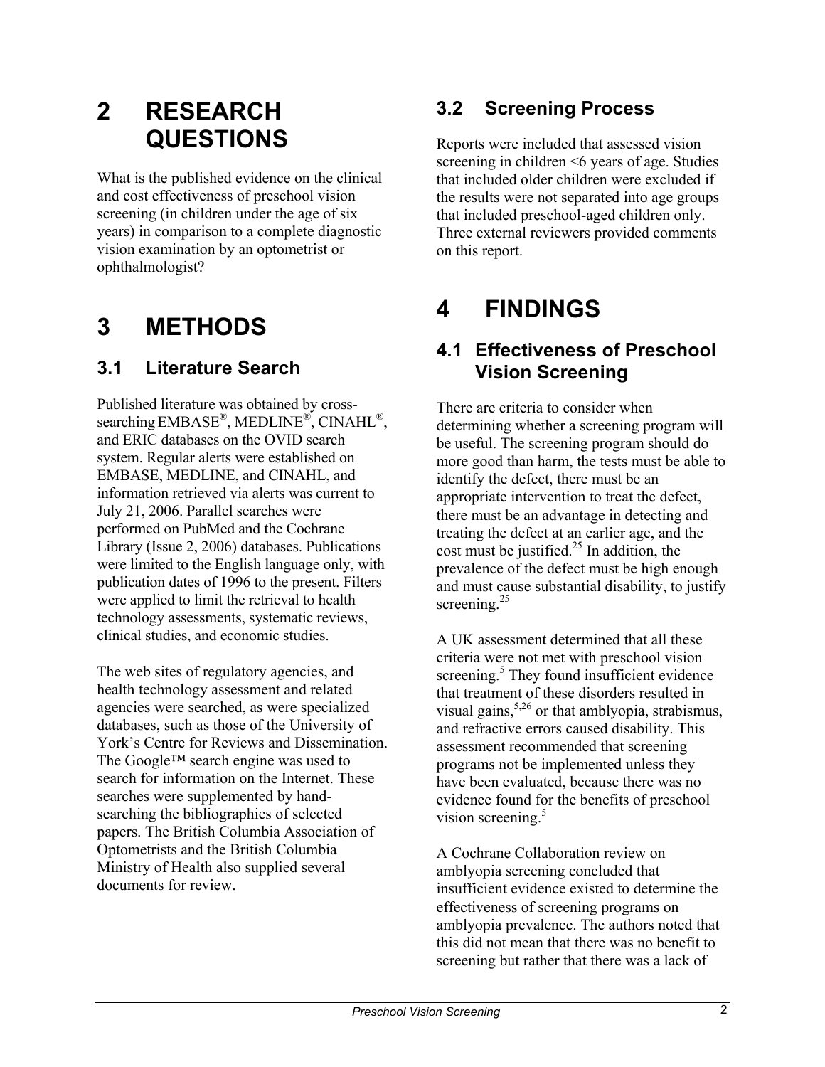# 2 RESEARCH QUESTIONS

What is the published evidence on the clinical and cost effectiveness of preschool vision screening (in children under the age of six years) in comparison to a complete diagnostic vision examination by an optometrist or ophthalmologist?

# 3 METHODS

## 3.1 Literature Search

Published literature was obtained by cross-searching EMBASE®, MEDLINE®, CINAHL®, and ERIC databases on the OVID search system. Regular alerts were established on EMBASE, MEDLINE, and CINAHL, and information retrieved via alerts was current to July 21, 2006. Parallel searches were performed on PubMed and the Cochrane Library (Issue 2, 2006) databases. Publications were limited to the English language only, with publication dates of 1996 to the present. Filters were applied to limit the retrieval to health technology assessments, systematic reviews, clinical studies, and economic studies.

The web sites of regulatory agencies, and health technology assessment and related agencies were searched, as were specialized databases, such as those of the University of York's Centre for Reviews and Dissemination. The Google™ search engine was used to search for information on the Internet. These searches were supplemented by hand-searching the bibliographies of selected papers. The British Columbia Association of Optometrists and the British Columbia Ministry of Health also supplied several documents for review.

## 3.2 Screening Process

Reports were included that assessed vision screening in children <6 years of age. Studies that included older children were excluded if the results were not separated into age groups that included preschool-aged children only. Three external reviewers provided comments on this report.

# 4 FINDINGS

## 4.1 Effectiveness of Preschool Vision Screening

There are criteria to consider when determining whether a screening program will be useful. The screening program should do more good than harm, the tests must be able to identify the defect, there must be an appropriate intervention to treat the defect, there must be an advantage in detecting and treating the defect at an earlier age, and the cost must be justified.[25] In addition, the prevalence of the defect must be high enough and must cause substantial disability, to justify screening.[25]

A UK assessment determined that all these criteria were not met with preschool vision screening.[5] They found insufficient evidence that treatment of these disorders resulted in visual gains,[5,26] or that amblyopia, strabismus, and refractive errors caused disability. This assessment recommended that screening programs not be implemented unless they have been evaluated, because there was no evidence found for the benefits of preschool vision screening.[5]

A Cochrane Collaboration review on amblyopia screening concluded that insufficient evidence existed to determine the effectiveness of screening programs on amblyopia prevalence. The authors noted that this did not mean that there was no benefit to screening but rather that there was a lack of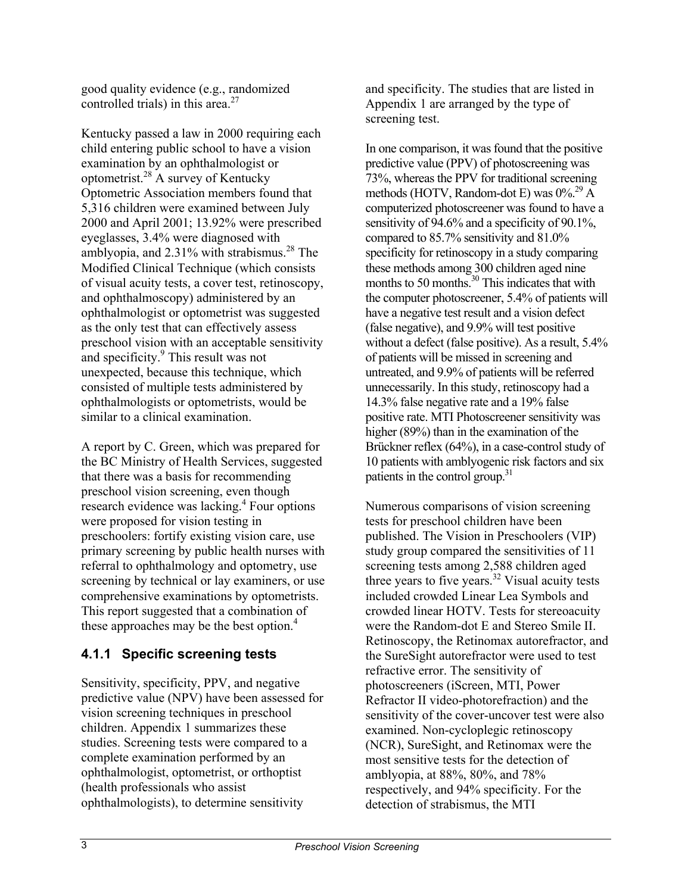good quality evidence (e.g., randomized controlled trials) in this area.[27]

Kentucky passed a law in 2000 requiring each child entering public school to have a vision examination by an ophthalmologist or optometrist.[28] A survey of Kentucky Optometric Association members found that 5,316 children were examined between July 2000 and April 2001; 13.92% were prescribed eyeglasses, 3.4% were diagnosed with amblyopia, and 2.31% with strabismus.[28] The Modified Clinical Technique (which consists of visual acuity tests, a cover test, retinoscopy, and ophthalmoscopy) administered by an ophthalmologist or optometrist was suggested as the only test that can effectively assess preschool vision with an acceptable sensitivity and specificity.[9] This result was not unexpected, because this technique, which consisted of multiple tests administered by ophthalmologists or optometrists, would be similar to a clinical examination.

A report by C. Green, which was prepared for the BC Ministry of Health Services, suggested that there was a basis for recommending preschool vision screening, even though research evidence was lacking.[4] Four options were proposed for vision testing in preschoolers: fortify existing vision care, use primary screening by public health nurses with referral to ophthalmology and optometry, use screening by technical or lay examiners, or use comprehensive examinations by optometrists. This report suggested that a combination of these approaches may be the best option.[4]

### 4.1.1 Specific screening tests

Sensitivity, specificity, PPV, and negative predictive value (NPV) have been assessed for vision screening techniques in preschool children. Appendix 1 summarizes these studies. Screening tests were compared to a complete examination performed by an ophthalmologist, optometrist, or orthoptist (health professionals who assist ophthalmologists), to determine sensitivity and specificity. The studies that are listed in Appendix 1 are arranged by the type of screening test.

In one comparison, it was found that the positive predictive value (PPV) of photoscreening was 73%, whereas the PPV for traditional screening methods (HOTV, Random-dot E) was 0%.[29] A computerized photoscreener was found to have a sensitivity of 94.6% and a specificity of 90.1%, compared to 85.7% sensitivity and 81.0% specificity for retinoscopy in a study comparing these methods among 300 children aged nine months to 50 months.[30] This indicates that with the computer photoscreener, 5.4% of patients will have a negative test result and a vision defect (false negative), and 9.9% will test positive without a defect (false positive). As a result, 5.4% of patients will be missed in screening and untreated, and 9.9% of patients will be referred unnecessarily. In this study, retinoscopy had a 14.3% false negative rate and a 19% false positive rate. MTI Photoscreener sensitivity was higher (89%) than in the examination of the Brückner reflex (64%), in a case-control study of 10 patients with amblyogenic risk factors and six patients in the control group.[31]

Numerous comparisons of vision screening tests for preschool children have been published. The Vision in Preschoolers (VIP) study group compared the sensitivities of 11 screening tests among 2,588 children aged three years to five years.[32] Visual acuity tests included crowded Linear Lea Symbols and crowded linear HOTV. Tests for stereoacuity were the Random-dot E and Stereo Smile II. Retinoscopy, the Retinomax autorefractor, and the SureSight autorefractor were used to test refractive error. The sensitivity of photoscreeners (iScreen, MTI, Power Refractor II video-photorefraction) and the sensitivity of the cover-uncover test were also examined. Non-cycloplegic retinoscopy (NCR), SureSight, and Retinomax were the most sensitive tests for the detection of amblyopia, at 88%, 80%, and 78% respectively, and 94% specificity. For the detection of strabismus, the MTI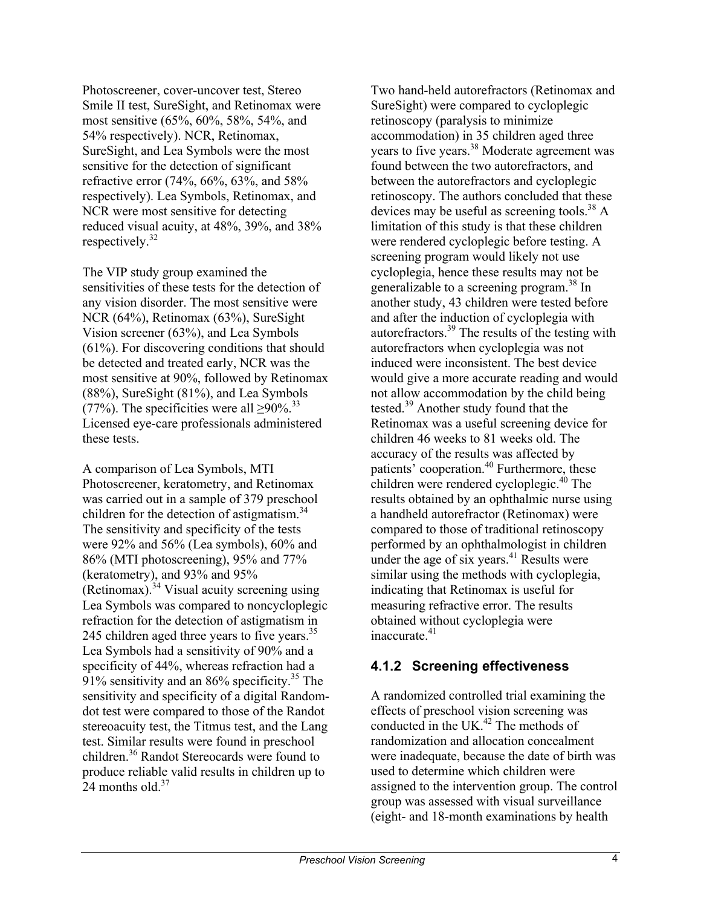Photoscreener, cover-uncover test, Stereo Smile II test, SureSight, and Retinomax were most sensitive (65%, 60%, 58%, 54%, and 54% respectively). NCR, Retinomax, SureSight, and Lea Symbols were the most sensitive for the detection of significant refractive error (74%, 66%, 63%, and 58% respectively). Lea Symbols, Retinomax, and NCR were most sensitive for detecting reduced visual acuity, at 48%, 39%, and 38% respectively.[32]

The VIP study group examined the sensitivities of these tests for the detection of any vision disorder. The most sensitive were NCR (64%), Retinomax (63%), SureSight Vision screener (63%), and Lea Symbols (61%). For discovering conditions that should be detected and treated early, NCR was the most sensitive at 90%, followed by Retinomax (88%), SureSight (81%), and Lea Symbols (77%). The specificities were all ≥90%.[33] Licensed eye-care professionals administered these tests.

A comparison of Lea Symbols, MTI Photoscreener, keratometry, and Retinomax was carried out in a sample of 379 preschool children for the detection of astigmatism.[34] The sensitivity and specificity of the tests were 92% and 56% (Lea symbols), 60% and 86% (MTI photoscreening), 95% and 77% (keratometry), and 93% and 95% (Retinomax).[34] Visual acuity screening using Lea Symbols was compared to noncycloplegic refraction for the detection of astigmatism in 245 children aged three years to five years.[35] Lea Symbols had a sensitivity of 90% and a specificity of 44%, whereas refraction had a 91% sensitivity and an 86% specificity.[35] The sensitivity and specificity of a digital Random-dot test were compared to those of the Randot stereoacuity test, the Titmus test, and the Lang test. Similar results were found in preschool children.[36] Randot Stereocards were found to produce reliable valid results in children up to 24 months old.[37]

Two hand-held autorefractors (Retinomax and SureSight) were compared to cycloplegic retinoscopy (paralysis to minimize accommodation) in 35 children aged three years to five years.[38] Moderate agreement was found between the two autorefractors, and between the autorefractors and cycloplegic retinoscopy. The authors concluded that these devices may be useful as screening tools.[38] A limitation of this study is that these children were rendered cycloplegic before testing. A screening program would likely not use cycloplegia, hence these results may not be generalizable to a screening program.[38] In another study, 43 children were tested before and after the induction of cycloplegia with autorefractors.[39] The results of the testing with autorefractors when cycloplegia was not induced were inconsistent. The best device would give a more accurate reading and would not allow accommodation by the child being tested.[39] Another study found that the Retinomax was a useful screening device for children 46 weeks to 81 weeks old. The accuracy of the results was affected by patients' cooperation.[40] Furthermore, these children were rendered cycloplegic.[40] The results obtained by an ophthalmic nurse using a handheld autorefractor (Retinomax) were compared to those of traditional retinoscopy performed by an ophthalmologist in children under the age of six years.[41] Results were similar using the methods with cycloplegia, indicating that Retinomax is useful for measuring refractive error. The results obtained without cycloplegia were inaccurate.[41]

### 4.1.2 Screening effectiveness

A randomized controlled trial examining the effects of preschool vision screening was conducted in the UK.[42] The methods of randomization and allocation concealment were inadequate, because the date of birth was used to determine which children were assigned to the intervention group. The control group was assessed with visual surveillance (eight- and 18-month examinations by health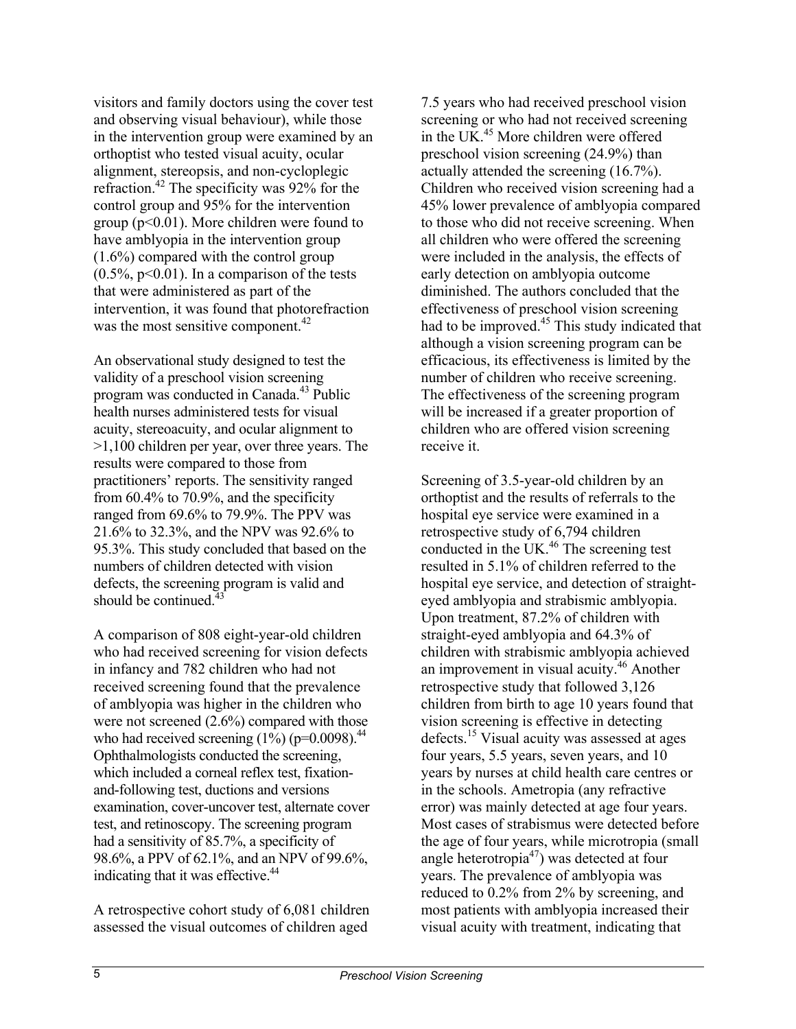visitors and family doctors using the cover test and observing visual behaviour), while those in the intervention group were examined by an orthoptist who tested visual acuity, ocular alignment, stereopsis, and non-cycloplegic refraction.[42] The specificity was 92% for the control group and 95% for the intervention group ($p<0.01$). More children were found to have amblyopia in the intervention group (1.6%) compared with the control group (0.5%, $p<0.01$). In a comparison of the tests that were administered as part of the intervention, it was found that photorefraction was the most sensitive component.[42]

An observational study designed to test the validity of a preschool vision screening program was conducted in Canada.[43] Public health nurses administered tests for visual acuity, stereoacuity, and ocular alignment to >1,100 children per year, over three years. The results were compared to those from practitioners' reports. The sensitivity ranged from 60.4% to 70.9%, and the specificity ranged from 69.6% to 79.9%. The PPV was 21.6% to 32.3%, and the NPV was 92.6% to 95.3%. This study concluded that based on the numbers of children detected with vision defects, the screening program is valid and should be continued.[43]

A comparison of 808 eight-year-old children who had received screening for vision defects in infancy and 782 children who had not received screening found that the prevalence of amblyopia was higher in the children who were not screened (2.6%) compared with those who had received screening (1%) ($p=0.0098$).[44] Ophthalmologists conducted the screening, which included a corneal reflex test, fixation-and-following test, ductions and versions examination, cover-uncover test, alternate cover test, and retinoscopy. The screening program had a sensitivity of 85.7%, a specificity of 98.6%, a PPV of 62.1%, and an NPV of 99.6%, indicating that it was effective.[44]

A retrospective cohort study of 6,081 children assessed the visual outcomes of children aged 7.5 years who had received preschool vision screening or who had not received screening in the UK.[45] More children were offered preschool vision screening (24.9%) than actually attended the screening (16.7%). Children who received vision screening had a 45% lower prevalence of amblyopia compared to those who did not receive screening. When all children who were offered the screening were included in the analysis, the effects of early detection on amblyopia outcome diminished. The authors concluded that the effectiveness of preschool vision screening had to be improved.[45] This study indicated that although a vision screening program can be efficacious, its effectiveness is limited by the number of children who receive screening. The effectiveness of the screening program will be increased if a greater proportion of children who are offered vision screening receive it.

Screening of 3.5-year-old children by an orthoptist and the results of referrals to the hospital eye service were examined in a retrospective study of 6,794 children conducted in the UK.[46] The screening test resulted in 5.1% of children referred to the hospital eye service, and detection of straight-eyed amblyopia and strabismic amblyopia. Upon treatment, 87.2% of children with straight-eyed amblyopia and 64.3% of children with strabismic amblyopia achieved an improvement in visual acuity.[46] Another retrospective study that followed 3,126 children from birth to age 10 years found that vision screening is effective in detecting defects.[15] Visual acuity was assessed at ages four years, 5.5 years, seven years, and 10 years by nurses at child health care centres or in the schools. Ametropia (any refractive error) was mainly detected at age four years. Most cases of strabismus were detected before the age of four years, while microtropia (small angle heterotropia[47]) was detected at four years. The prevalence of amblyopia was reduced to 0.2% from 2% by screening, and most patients with amblyopia increased their visual acuity with treatment, indicating that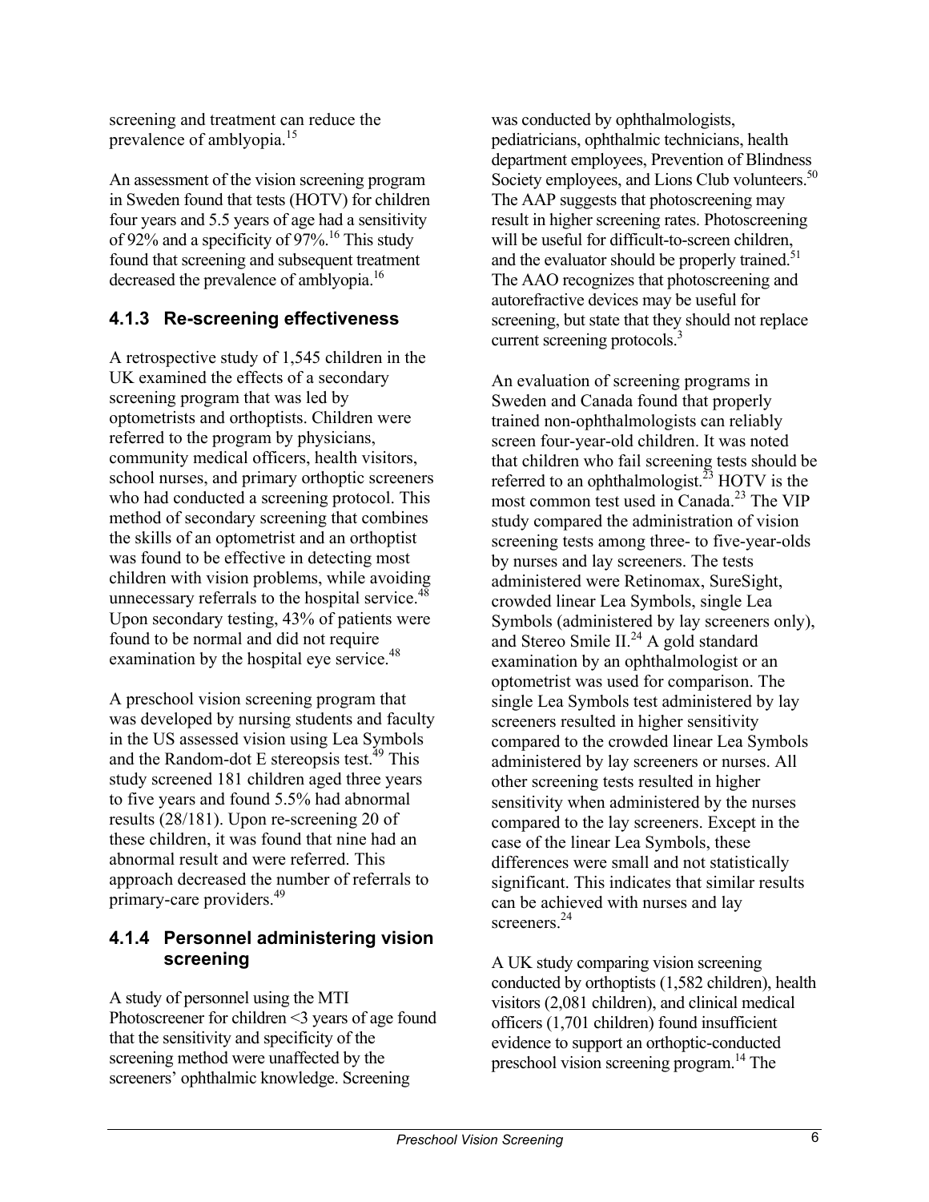screening and treatment can reduce the prevalence of amblyopia.[15]

An assessment of the vision screening program in Sweden found that tests (HOTV) for children four years and 5.5 years of age had a sensitivity of 92% and a specificity of 97%.[16] This study found that screening and subsequent treatment decreased the prevalence of amblyopia.[16]

### 4.1.3 Re-screening effectiveness

A retrospective study of 1,545 children in the UK examined the effects of a secondary screening program that was led by optometrists and orthoptists. Children were referred to the program by physicians, community medical officers, health visitors, school nurses, and primary orthoptic screeners who had conducted a screening protocol. This method of secondary screening that combines the skills of an optometrist and an orthoptist was found to be effective in detecting most children with vision problems, while avoiding unnecessary referrals to the hospital service.[48] Upon secondary testing, 43% of patients were found to be normal and did not require examination by the hospital eye service.[48]

A preschool vision screening program that was developed by nursing students and faculty in the US assessed vision using Lea Symbols and the Random-dot E stereopsis test.[49] This study screened 181 children aged three years to five years and found 5.5% had abnormal results (28/181). Upon re-screening 20 of these children, it was found that nine had an abnormal result and were referred. This approach decreased the number of referrals to primary-care providers.[49]

### 4.1.4 Personnel administering vision screening

A study of personnel using the MTI Photoscreener for children <3 years of age found that the sensitivity and specificity of the screening method were unaffected by the screeners' ophthalmic knowledge. Screening was conducted by ophthalmologists, pediatricians, ophthalmic technicians, health department employees, Prevention of Blindness Society employees, and Lions Club volunteers.[50] The AAP suggests that photoscreening may result in higher screening rates. Photoscreening will be useful for difficult-to-screen children, and the evaluator should be properly trained.[51] The AAO recognizes that photoscreening and autorefractive devices may be useful for screening, but state that they should not replace current screening protocols.[3]

An evaluation of screening programs in Sweden and Canada found that properly trained non-ophthalmologists can reliably screen four-year-old children. It was noted that children who fail screening tests should be referred to an ophthalmologist.[23] HOTV is the most common test used in Canada.[23] The VIP study compared the administration of vision screening tests among three- to five-year-olds by nurses and lay screeners. The tests administered were Retinomax, SureSight, crowded linear Lea Symbols, single Lea Symbols (administered by lay screeners only), and Stereo Smile II.[24] A gold standard examination by an ophthalmologist or an optometrist was used for comparison. The single Lea Symbols test administered by lay screeners resulted in higher sensitivity compared to the crowded linear Lea Symbols administered by lay screeners or nurses. All other screening tests resulted in higher sensitivity when administered by the nurses compared to the lay screeners. Except in the case of the linear Lea Symbols, these differences were small and not statistically significant. This indicates that similar results can be achieved with nurses and lay screeners.[24]

A UK study comparing vision screening conducted by orthoptists (1,582 children), health visitors (2,081 children), and clinical medical officers (1,701 children) found insufficient evidence to support an orthoptic-conducted preschool vision screening program.[14] The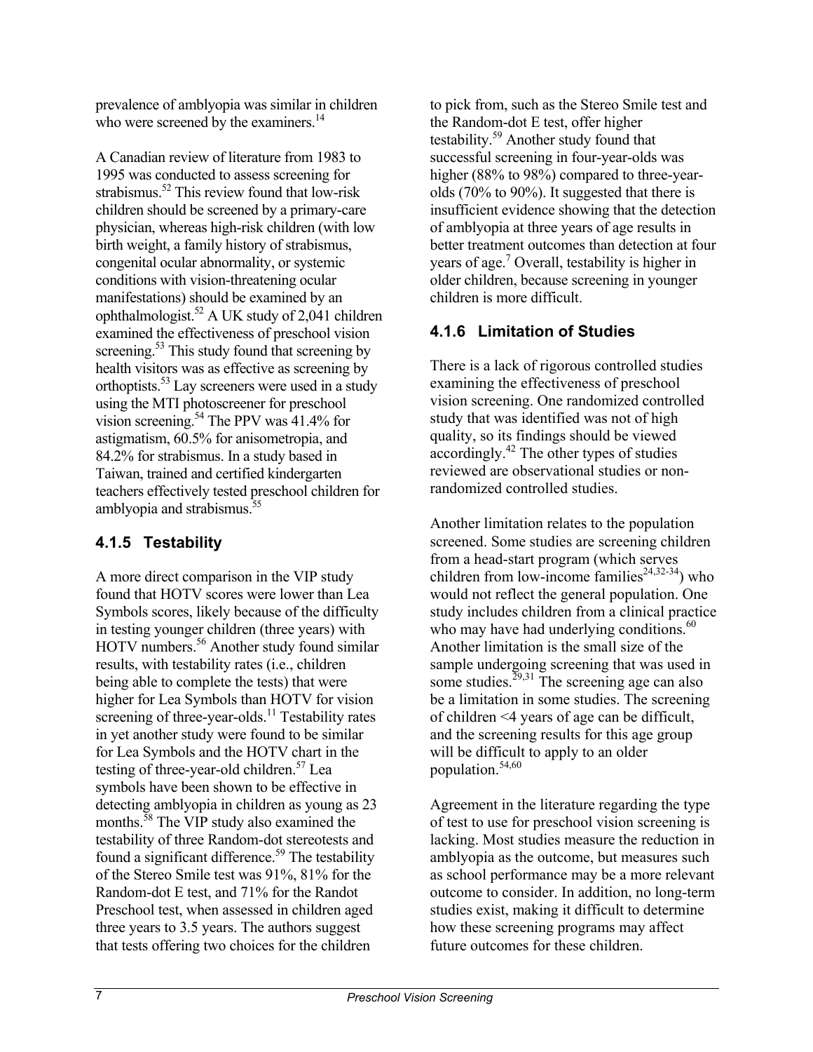prevalence of amblyopia was similar in children who were screened by the examiners.[14]

A Canadian review of literature from 1983 to 1995 was conducted to assess screening for strabismus.[52] This review found that low-risk children should be screened by a primary-care physician, whereas high-risk children (with low birth weight, a family history of strabismus, congenital ocular abnormality, or systemic conditions with vision-threatening ocular manifestations) should be examined by an ophthalmologist.[52] A UK study of 2,041 children examined the effectiveness of preschool vision screening.[53] This study found that screening by health visitors was as effective as screening by orthoptists.[53] Lay screeners were used in a study using the MTI photoscreener for preschool vision screening.[54] The PPV was 41.4% for astigmatism, 60.5% for anisometropia, and 84.2% for strabismus. In a study based in Taiwan, trained and certified kindergarten teachers effectively tested preschool children for amblyopia and strabismus.[55]

### 4.1.5 Testability

A more direct comparison in the VIP study found that HOTV scores were lower than Lea Symbols scores, likely because of the difficulty in testing younger children (three years) with HOTV numbers.[56] Another study found similar results, with testability rates (i.e., children being able to complete the tests) that were higher for Lea Symbols than HOTV for vision screening of three-year-olds.[11] Testability rates in yet another study were found to be similar for Lea Symbols and the HOTV chart in the testing of three-year-old children.[57] Lea symbols have been shown to be effective in detecting amblyopia in children as young as 23 months.[58] The VIP study also examined the testability of three Random-dot stereotests and found a significant difference.[59] The testability of the Stereo Smile test was 91%, 81% for the Random-dot E test, and 71% for the Randot Preschool test, when assessed in children aged three years to 3.5 years. The authors suggest that tests offering two choices for the children to pick from, such as the Stereo Smile test and the Random-dot E test, offer higher testability.[59] Another study found that successful screening in four-year-olds was higher (88% to 98%) compared to three-year-olds (70% to 90%). It suggested that there is insufficient evidence showing that the detection of amblyopia at three years of age results in better treatment outcomes than detection at four years of age.[7] Overall, testability is higher in older children, because screening in younger children is more difficult.

### 4.1.6 Limitation of Studies

There is a lack of rigorous controlled studies examining the effectiveness of preschool vision screening. One randomized controlled study that was identified was not of high quality, so its findings should be viewed accordingly.[42] The other types of studies reviewed are observational studies or non-randomized controlled studies.

Another limitation relates to the population screened. Some studies are screening children from a head-start program (which serves children from low-income families[24,32-34]) who would not reflect the general population. One study includes children from a clinical practice who may have had underlying conditions.[60] Another limitation is the small size of the sample undergoing screening that was used in some studies.[29,31] The screening age can also be a limitation in some studies. The screening of children <4 years of age can be difficult, and the screening results for this age group will be difficult to apply to an older population.[54,60]

Agreement in the literature regarding the type of test to use for preschool vision screening is lacking. Most studies measure the reduction in amblyopia as the outcome, but measures such as school performance may be a more relevant outcome to consider. In addition, no long-term studies exist, making it difficult to determine how these screening programs may affect future outcomes for these children.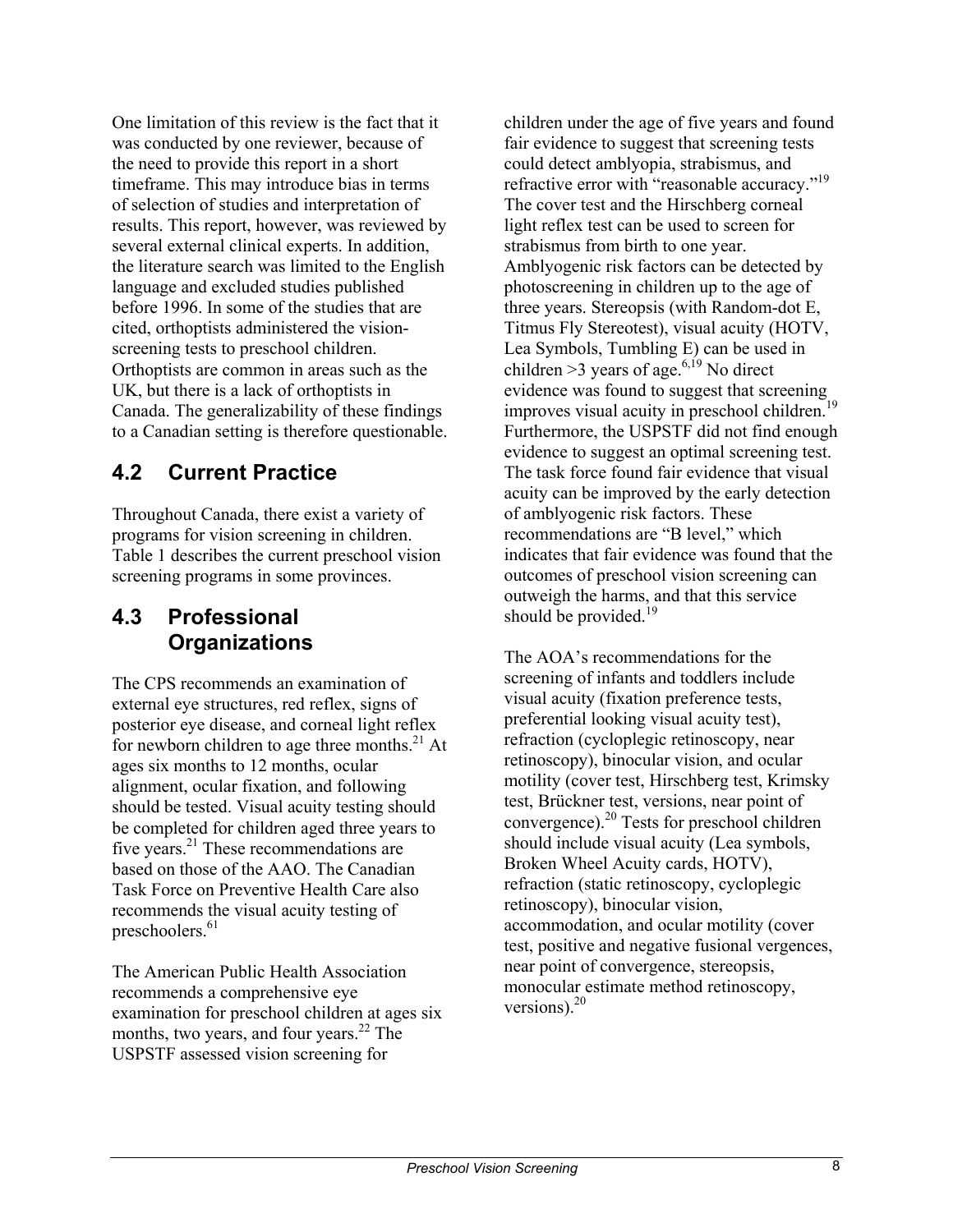One limitation of this review is the fact that it was conducted by one reviewer, because of the need to provide this report in a short timeframe. This may introduce bias in terms of selection of studies and interpretation of results. This report, however, was reviewed by several external clinical experts. In addition, the literature search was limited to the English language and excluded studies published before 1996. In some of the studies that are cited, orthoptists administered the vision-screening tests to preschool children. Orthoptists are common in areas such as the UK, but there is a lack of orthoptists in Canada. The generalizability of these findings to a Canadian setting is therefore questionable.

## 4.2 Current Practice

Throughout Canada, there exist a variety of programs for vision screening in children. Table 1 describes the current preschool vision screening programs in some provinces.

## 4.3 Professional Organizations

The CPS recommends an examination of external eye structures, red reflex, signs of posterior eye disease, and corneal light reflex for newborn children to age three months.[21] At ages six months to 12 months, ocular alignment, ocular fixation, and following should be tested. Visual acuity testing should be completed for children aged three years to five years.[21] These recommendations are based on those of the AAO. The Canadian Task Force on Preventive Health Care also recommends the visual acuity testing of preschoolers.[61]

The American Public Health Association recommends a comprehensive eye examination for preschool children at ages six months, two years, and four years.[22] The USPSTF assessed vision screening for children under the age of five years and found fair evidence to suggest that screening tests could detect amblyopia, strabismus, and refractive error with "reasonable accuracy."[19] The cover test and the Hirschberg corneal light reflex test can be used to screen for strabismus from birth to one year. Amblyogenic risk factors can be detected by photoscreening in children up to the age of three years. Stereopsis (with Random-dot E, Titmus Fly Stereotest), visual acuity (HOTV, Lea Symbols, Tumbling E) can be used in children >3 years of age.[6,19] No direct evidence was found to suggest that screening improves visual acuity in preschool children.[19] Furthermore, the USPSTF did not find enough evidence to suggest an optimal screening test. The task force found fair evidence that visual acuity can be improved by the early detection of amblyogenic risk factors. These recommendations are "B level," which indicates that fair evidence was found that the outcomes of preschool vision screening can outweigh the harms, and that this service should be provided.[19]

The AOA's recommendations for the screening of infants and toddlers include visual acuity (fixation preference tests, preferential looking visual acuity test), refraction (cycloplegic retinoscopy, near retinoscopy), binocular vision, and ocular motility (cover test, Hirschberg test, Krimsky test, Brückner test, versions, near point of convergence).[20] Tests for preschool children should include visual acuity (Lea symbols, Broken Wheel Acuity cards, HOTV), refraction (static retinoscopy, cycloplegic retinoscopy), binocular vision, accommodation, and ocular motility (cover test, positive and negative fusional vergences, near point of convergence, stereopsis, monocular estimate method retinoscopy, versions).[20]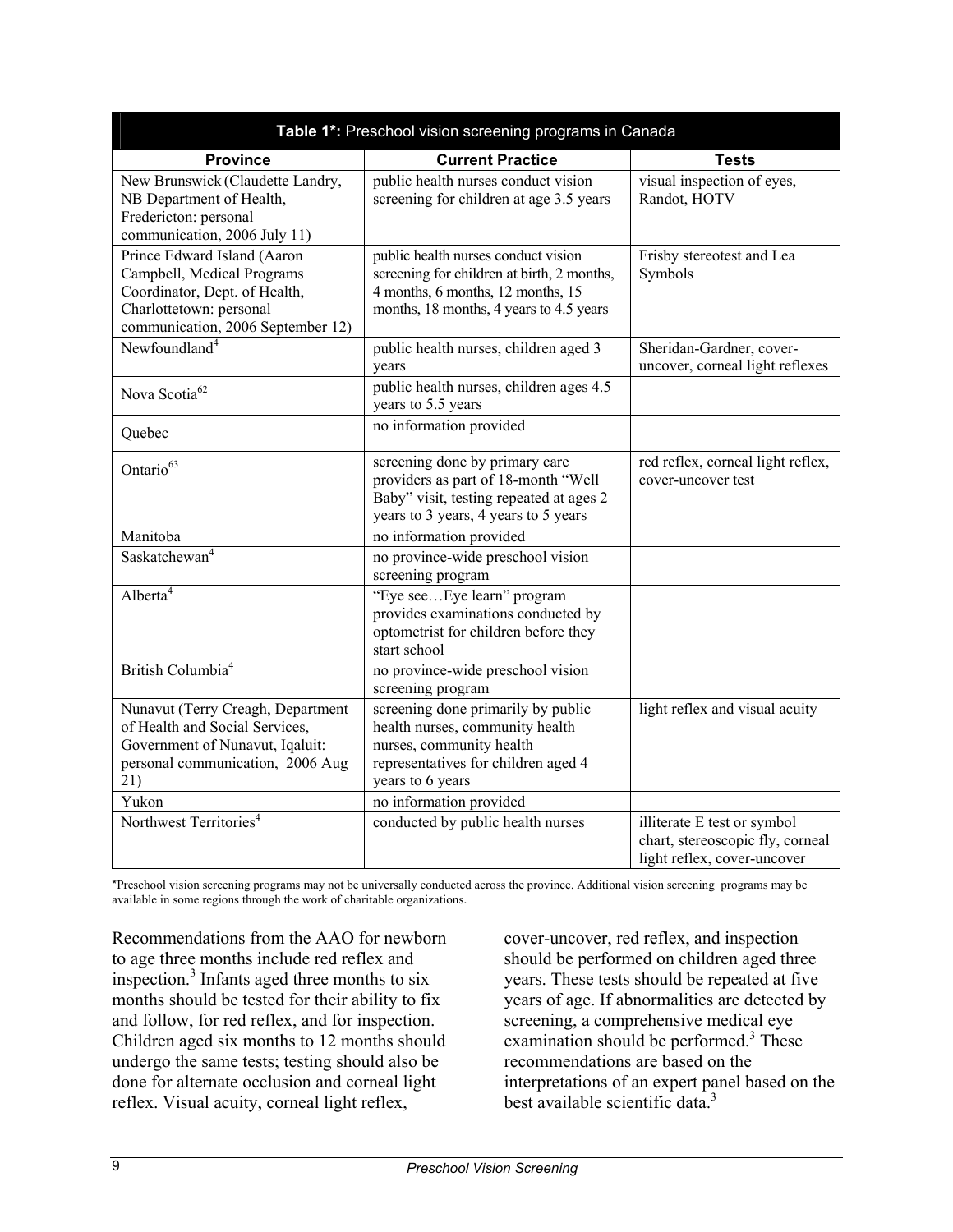**Table 1*:** Preschool vision screening programs in Canada

| Province | Current Practice | Tests |
|---|---|---|
| New Brunswick (Claudette Landry, NB Department of Health, Fredericton: personal communication, 2006 July 11) | public health nurses conduct vision screening for children at age 3.5 years | visual inspection of eyes, Randot, HOTV |
| Prince Edward Island (Aaron Campbell, Medical Programs Coordinator, Dept. of Health, Charlottetown: personal communication, 2006 September 12) | public health nurses conduct vision screening for children at birth, 2 months, 4 months, 6 months, 12 months, 15 months, 18 months, 4 years to 4.5 years | Frisby stereotest and Lea Symbols |
| Newfoundland[4] | public health nurses, children aged 3 years | Sheridan-Gardner, cover-uncover, corneal light reflexes |
| Nova Scotia[62] | public health nurses, children ages 4.5 years to 5.5 years | |
| Quebec | no information provided | |
| Ontario[63] | screening done by primary care providers as part of 18-month "Well Baby" visit, testing repeated at ages 2 years to 3 years, 4 years to 5 years | red reflex, corneal light reflex, cover-uncover test |
| Manitoba | no information provided | |
| Saskatchewan[4] | no province-wide preschool vision screening program | |
| Alberta[4] | "Eye see…Eye learn" program provides examinations conducted by optometrist for children before they start school | |
| British Columbia[4] | no province-wide preschool vision screening program | |
| Nunavut (Terry Creagh, Department of Health and Social Services, Government of Nunavut, Iqaluit: personal communication, 2006 Aug 21) | screening done primarily by public health nurses, community health nurses, community health representatives for children aged 4 years to 6 years | light reflex and visual acuity |
| Yukon | no information provided | |
| Northwest Territories[4] | conducted by public health nurses | illiterate E test or symbol chart, stereoscopic fly, corneal light reflex, cover-uncover |

*Preschool vision screening programs may not be universally conducted across the province. Additional vision screening programs may be available in some regions through the work of charitable organizations.

Recommendations from the AAO for newborn to age three months include red reflex and inspection.[3] Infants aged three months to six months should be tested for their ability to fix and follow, for red reflex, and for inspection. Children aged six months to 12 months should undergo the same tests; testing should also be done for alternate occlusion and corneal light reflex. Visual acuity, corneal light reflex, cover-uncover, red reflex, and inspection should be performed on children aged three years. These tests should be repeated at five years of age. If abnormalities are detected by screening, a comprehensive medical eye examination should be performed.[3] These recommendations are based on the interpretations of an expert panel based on the best available scientific data.[3]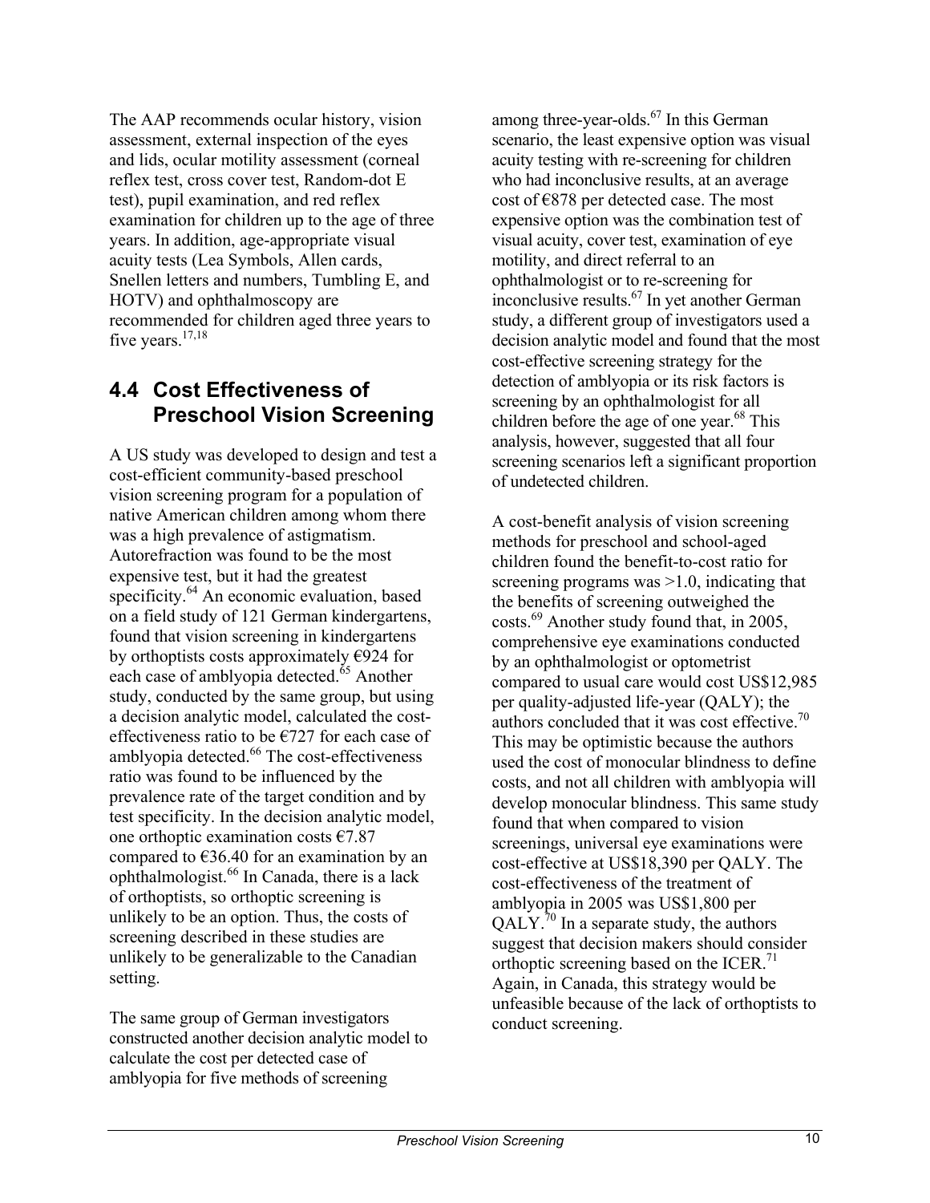The AAP recommends ocular history, vision assessment, external inspection of the eyes and lids, ocular motility assessment (corneal reflex test, cross cover test, Random-dot E test), pupil examination, and red reflex examination for children up to the age of three years. In addition, age-appropriate visual acuity tests (Lea Symbols, Allen cards, Snellen letters and numbers, Tumbling E, and HOTV) and ophthalmoscopy are recommended for children aged three years to five years.[17,18]

## 4.4 Cost Effectiveness of Preschool Vision Screening

A US study was developed to design and test a cost-efficient community-based preschool vision screening program for a population of native American children among whom there was a high prevalence of astigmatism. Autorefraction was found to be the most expensive test, but it had the greatest specificity.[64] An economic evaluation, based on a field study of 121 German kindergartens, found that vision screening in kindergartens by orthoptists costs approximately €924 for each case of amblyopia detected.[65] Another study, conducted by the same group, but using a decision analytic model, calculated the cost-effectiveness ratio to be €727 for each case of amblyopia detected.[66] The cost-effectiveness ratio was found to be influenced by the prevalence rate of the target condition and by test specificity. In the decision analytic model, one orthoptic examination costs €7.87 compared to €36.40 for an examination by an ophthalmologist.[66] In Canada, there is a lack of orthoptists, so orthoptic screening is unlikely to be an option. Thus, the costs of screening described in these studies are unlikely to be generalizable to the Canadian setting.

The same group of German investigators constructed another decision analytic model to calculate the cost per detected case of amblyopia for five methods of screening among three-year-olds.[67] In this German scenario, the least expensive option was visual acuity testing with re-screening for children who had inconclusive results, at an average cost of €878 per detected case. The most expensive option was the combination test of visual acuity, cover test, examination of eye motility, and direct referral to an ophthalmologist or to re-screening for inconclusive results.[67] In yet another German study, a different group of investigators used a decision analytic model and found that the most cost-effective screening strategy for the detection of amblyopia or its risk factors is screening by an ophthalmologist for all children before the age of one year.[68] This analysis, however, suggested that all four screening scenarios left a significant proportion of undetected children.

A cost-benefit analysis of vision screening methods for preschool and school-aged children found the benefit-to-cost ratio for screening programs was >1.0, indicating that the benefits of screening outweighed the costs.[69] Another study found that, in 2005, comprehensive eye examinations conducted by an ophthalmologist or optometrist compared to usual care would cost US$12,985 per quality-adjusted life-year (QALY); the authors concluded that it was cost effective.[70] This may be optimistic because the authors used the cost of monocular blindness to define costs, and not all children with amblyopia will develop monocular blindness. This same study found that when compared to vision screenings, universal eye examinations were cost-effective at US$18,390 per QALY. The cost-effectiveness of the treatment of amblyopia in 2005 was US$1,800 per QALY.[70] In a separate study, the authors suggest that decision makers should consider orthoptic screening based on the ICER.[71] Again, in Canada, this strategy would be unfeasible because of the lack of orthoptists to conduct screening.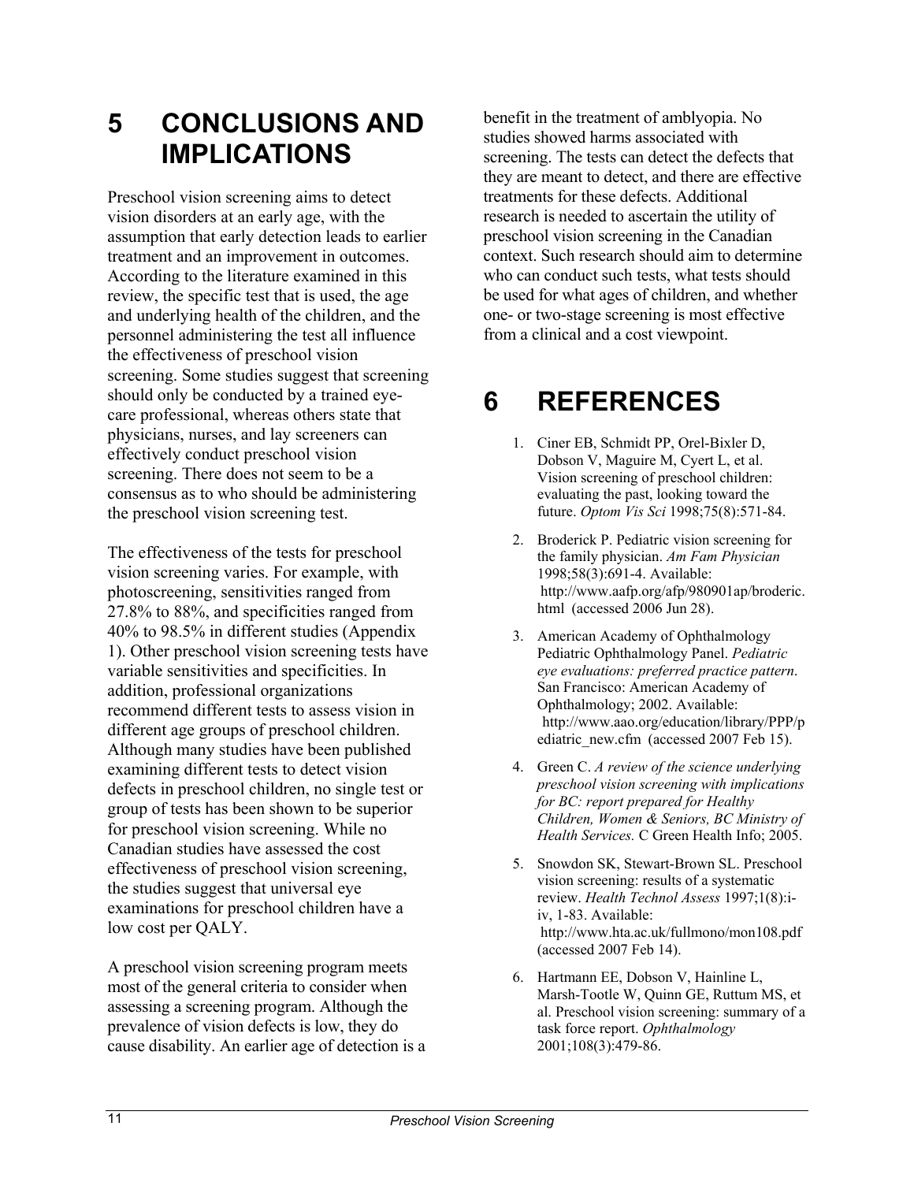# 5 CONCLUSIONS AND IMPLICATIONS

Preschool vision screening aims to detect vision disorders at an early age, with the assumption that early detection leads to earlier treatment and an improvement in outcomes. According to the literature examined in this review, the specific test that is used, the age and underlying health of the children, and the personnel administering the test all influence the effectiveness of preschool vision screening. Some studies suggest that screening should only be conducted by a trained eye-care professional, whereas others state that physicians, nurses, and lay screeners can effectively conduct preschool vision screening. There does not seem to be a consensus as to who should be administering the preschool vision screening test.

The effectiveness of the tests for preschool vision screening varies. For example, with photoscreening, sensitivities ranged from 27.8% to 88%, and specificities ranged from 40% to 98.5% in different studies (Appendix 1). Other preschool vision screening tests have variable sensitivities and specificities. In addition, professional organizations recommend different tests to assess vision in different age groups of preschool children. Although many studies have been published examining different tests to detect vision defects in preschool children, no single test or group of tests has been shown to be superior for preschool vision screening. While no Canadian studies have assessed the cost effectiveness of preschool vision screening, the studies suggest that universal eye examinations for preschool children have a low cost per QALY.

A preschool vision screening program meets most of the general criteria to consider when assessing a screening program. Although the prevalence of vision defects is low, they do cause disability. An earlier age of detection is a benefit in the treatment of amblyopia. No studies showed harms associated with screening. The tests can detect the defects that they are meant to detect, and there are effective treatments for these defects. Additional research is needed to ascertain the utility of preschool vision screening in the Canadian context. Such research should aim to determine who can conduct such tests, what tests should be used for what ages of children, and whether one- or two-stage screening is most effective from a clinical and a cost viewpoint.

# 6 REFERENCES

1. Ciner EB, Schmidt PP, Orel-Bixler D, Dobson V, Maguire M, Cyert L, et al. Vision screening of preschool children: evaluating the past, looking toward the future. *Optom Vis Sci* 1998;75(8):571-84.
2. Broderick P. Pediatric vision screening for the family physician. *Am Fam Physician* 1998;58(3):691-4. Available: http://www.aafp.org/afp/980901ap/broderic.html (accessed 2006 Jun 28).
3. American Academy of Ophthalmology Pediatric Ophthalmology Panel. *Pediatric eye evaluations: preferred practice pattern*. San Francisco: American Academy of Ophthalmology; 2002. Available: http://www.aao.org/education/library/PPP/pediatric_new.cfm (accessed 2007 Feb 15).
4. Green C. *A review of the science underlying preschool vision screening with implications for BC: report prepared for Healthy Children, Women & Seniors, BC Ministry of Health Services.* C Green Health Info; 2005.
5. Snowdon SK, Stewart-Brown SL. Preschool vision screening: results of a systematic review. *Health Technol Assess* 1997;1(8):i-iv, 1-83. Available: http://www.hta.ac.uk/fullmono/mon108.pdf (accessed 2007 Feb 14).
6. Hartmann EE, Dobson V, Hainline L, Marsh-Tootle W, Quinn GE, Ruttum MS, et al. Preschool vision screening: summary of a task force report. *Ophthalmology* 2001;108(3):479-86.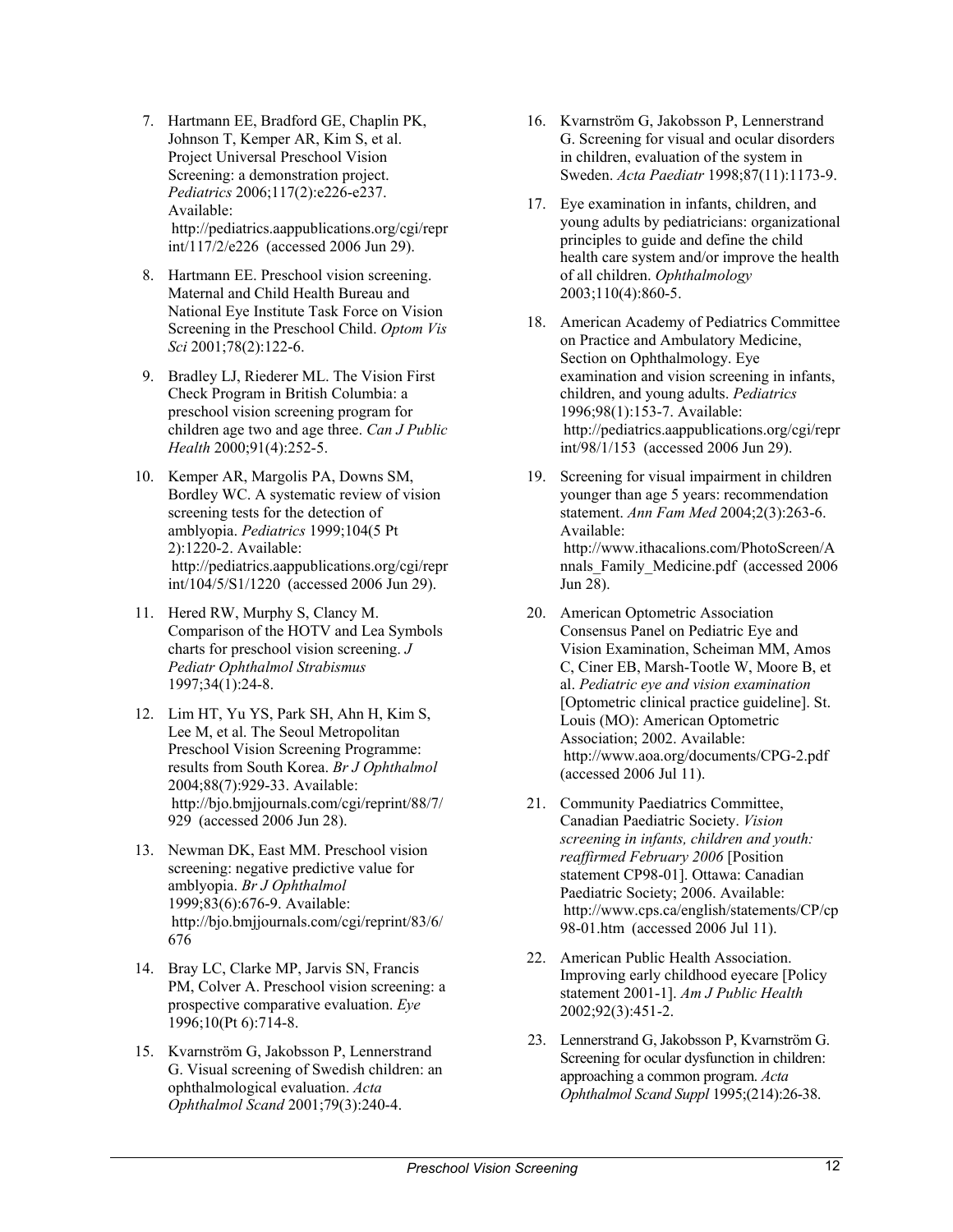7. Hartmann EE, Bradford GE, Chaplin PK, Johnson T, Kemper AR, Kim S, et al. Project Universal Preschool Vision Screening: a demonstration project. *Pediatrics* 2006;117(2):e226-e237. Available: http://pediatrics.aappublications.org/cgi/reprint/117/2/e226 (accessed 2006 Jun 29).

8. Hartmann EE. Preschool vision screening. Maternal and Child Health Bureau and National Eye Institute Task Force on Vision Screening in the Preschool Child. *Optom Vis Sci* 2001;78(2):122-6.

9. Bradley LJ, Riederer ML. The Vision First Check Program in British Columbia: a preschool vision screening program for children age two and age three. *Can J Public Health* 2000;91(4):252-5.

10. Kemper AR, Margolis PA, Downs SM, Bordley WC. A systematic review of vision screening tests for the detection of amblyopia. *Pediatrics* 1999;104(5 Pt 2):1220-2. Available: http://pediatrics.aappublications.org/cgi/reprint/104/5/S1/1220 (accessed 2006 Jun 29).

11. Hered RW, Murphy S, Clancy M. Comparison of the HOTV and Lea Symbols charts for preschool vision screening. *J Pediatr Ophthalmol Strabismus* 1997;34(1):24-8.

12. Lim HT, Yu YS, Park SH, Ahn H, Kim S, Lee M, et al. The Seoul Metropolitan Preschool Vision Screening Programme: results from South Korea. *Br J Ophthalmol* 2004;88(7):929-33. Available: http://bjo.bmjjournals.com/cgi/reprint/88/7/929 (accessed 2006 Jun 28).

13. Newman DK, East MM. Preschool vision screening: negative predictive value for amblyopia. *Br J Ophthalmol* 1999;83(6):676-9. Available: http://bjo.bmjjournals.com/cgi/reprint/83/6/676

14. Bray LC, Clarke MP, Jarvis SN, Francis PM, Colver A. Preschool vision screening: a prospective comparative evaluation. *Eye* 1996;10(Pt 6):714-8.

15. Kvarnström G, Jakobsson P, Lennerstrand G. Visual screening of Swedish children: an ophthalmological evaluation. *Acta Ophthalmol Scand* 2001;79(3):240-4.

16. Kvarnström G, Jakobsson P, Lennerstrand G. Screening for visual and ocular disorders in children, evaluation of the system in Sweden. *Acta Paediatr* 1998;87(11):1173-9.

17. Eye examination in infants, children, and young adults by pediatricians: organizational principles to guide and define the child health care system and/or improve the health of all children. *Ophthalmology* 2003;110(4):860-5.

18. American Academy of Pediatrics Committee on Practice and Ambulatory Medicine, Section on Ophthalmology. Eye examination and vision screening in infants, children, and young adults. *Pediatrics* 1996;98(1):153-7. Available: http://pediatrics.aappublications.org/cgi/reprint/98/1/153 (accessed 2006 Jun 29).

19. Screening for visual impairment in children younger than age 5 years: recommendation statement. *Ann Fam Med* 2004;2(3):263-6. Available: http://www.ithacalions.com/PhotoScreen/Annals_Family_Medicine.pdf (accessed 2006 Jun 28).

20. American Optometric Association Consensus Panel on Pediatric Eye and Vision Examination, Scheiman MM, Amos C, Ciner EB, Marsh-Tootle W, Moore B, et al. *Pediatric eye and vision examination* [Optometric clinical practice guideline]. St. Louis (MO): American Optometric Association; 2002. Available: http://www.aoa.org/documents/CPG-2.pdf (accessed 2006 Jul 11).

21. Community Paediatrics Committee, Canadian Paediatric Society. *Vision screening in infants, children and youth: reaffirmed February 2006* [Position statement CP98-01]. Ottawa: Canadian Paediatric Society; 2006. Available: http://www.cps.ca/english/statements/CP/cp98-01.htm (accessed 2006 Jul 11).

22. American Public Health Association. Improving early childhood eyecare [Policy statement 2001-1]. *Am J Public Health* 2002;92(3):451-2.

23. Lennerstrand G, Jakobsson P, Kvarnström G. Screening for ocular dysfunction in children: approaching a common program. *Acta Ophthalmol Scand Suppl* 1995;(214):26-38.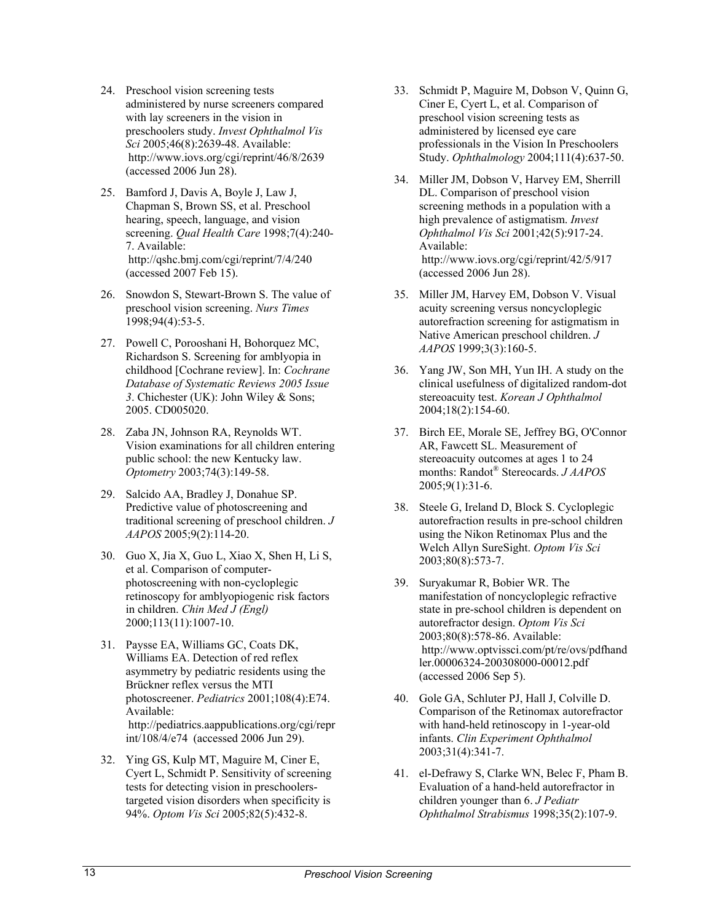24. Preschool vision screening tests administered by nurse screeners compared with lay screeners in the vision in preschoolers study. *Invest Ophthalmol Vis Sci* 2005;46(8):2639-48. Available: http://www.iovs.org/cgi/reprint/46/8/2639 (accessed 2006 Jun 28).

25. Bamford J, Davis A, Boyle J, Law J, Chapman S, Brown SS, et al. Preschool hearing, speech, language, and vision screening. *Qual Health Care* 1998;7(4):240-7. Available: http://qshc.bmj.com/cgi/reprint/7/4/240 (accessed 2007 Feb 15).

26. Snowdon S, Stewart-Brown S. The value of preschool vision screening. *Nurs Times* 1998;94(4):53-5.

27. Powell C, Porooshani H, Bohorquez MC, Richardson S. Screening for amblyopia in childhood [Cochrane review]. In: *Cochrane Database of Systematic Reviews 2005 Issue 3*. Chichester (UK): John Wiley & Sons; 2005. CD005020.

28. Zaba JN, Johnson RA, Reynolds WT. Vision examinations for all children entering public school: the new Kentucky law. *Optometry* 2003;74(3):149-58.

29. Salcido AA, Bradley J, Donahue SP. Predictive value of photoscreening and traditional screening of preschool children. *J AAPOS* 2005;9(2):114-20.

30. Guo X, Jia X, Guo L, Xiao X, Shen H, Li S, et al. Comparison of computer-photoscreening with non-cycloplegic retinoscopy for amblyopiogenic risk factors in children. *Chin Med J (Engl)* 2000;113(11):1007-10.

31. Paysse EA, Williams GC, Coats DK, Williams EA. Detection of red reflex asymmetry by pediatric residents using the Brückner reflex versus the MTI photoscreener. *Pediatrics* 2001;108(4):E74. Available: http://pediatrics.aappublications.org/cgi/reprint/108/4/e74 (accessed 2006 Jun 29).

32. Ying GS, Kulp MT, Maguire M, Ciner E, Cyert L, Schmidt P. Sensitivity of screening tests for detecting vision in preschoolers-targeted vision disorders when specificity is 94%. *Optom Vis Sci* 2005;82(5):432-8.

33. Schmidt P, Maguire M, Dobson V, Quinn G, Ciner E, Cyert L, et al. Comparison of preschool vision screening tests as administered by licensed eye care professionals in the Vision In Preschoolers Study. *Ophthalmology* 2004;111(4):637-50.

34. Miller JM, Dobson V, Harvey EM, Sherrill DL. Comparison of preschool vision screening methods in a population with a high prevalence of astigmatism. *Invest Ophthalmol Vis Sci* 2001;42(5):917-24. Available: http://www.iovs.org/cgi/reprint/42/5/917 (accessed 2006 Jun 28).

35. Miller JM, Harvey EM, Dobson V. Visual acuity screening versus noncycloplegic autorefraction screening for astigmatism in Native American preschool children. *J AAPOS* 1999;3(3):160-5.

36. Yang JW, Son MH, Yun IH. A study on the clinical usefulness of digitalized random-dot stereoacuity test. *Korean J Ophthalmol* 2004;18(2):154-60.

37. Birch EE, Morale SE, Jeffrey BG, O'Connor AR, Fawcett SL. Measurement of stereoacuity outcomes at ages 1 to 24 months: Randot® Stereocards. *J AAPOS* 2005;9(1):31-6.

38. Steele G, Ireland D, Block S. Cycloplegic autorefraction results in pre-school children using the Nikon Retinomax Plus and the Welch Allyn SureSight. *Optom Vis Sci* 2003;80(8):573-7.

39. Suryakumar R, Bobier WR. The manifestation of noncycloplegic refractive state in pre-school children is dependent on autorefractor design. *Optom Vis Sci* 2003;80(8):578-86. Available: http://www.optvissci.com/pt/re/ovs/pdfhandler.00006324-200308000-00012.pdf (accessed 2006 Sep 5).

40. Gole GA, Schluter PJ, Hall J, Colville D. Comparison of the Retinomax autorefractor with hand-held retinoscopy in 1-year-old infants. *Clin Experiment Ophthalmol* 2003;31(4):341-7.

41. el-Defrawy S, Clarke WN, Belec F, Pham B. Evaluation of a hand-held autorefractor in children younger than 6. *J Pediatr Ophthalmol Strabismus* 1998;35(2):107-9.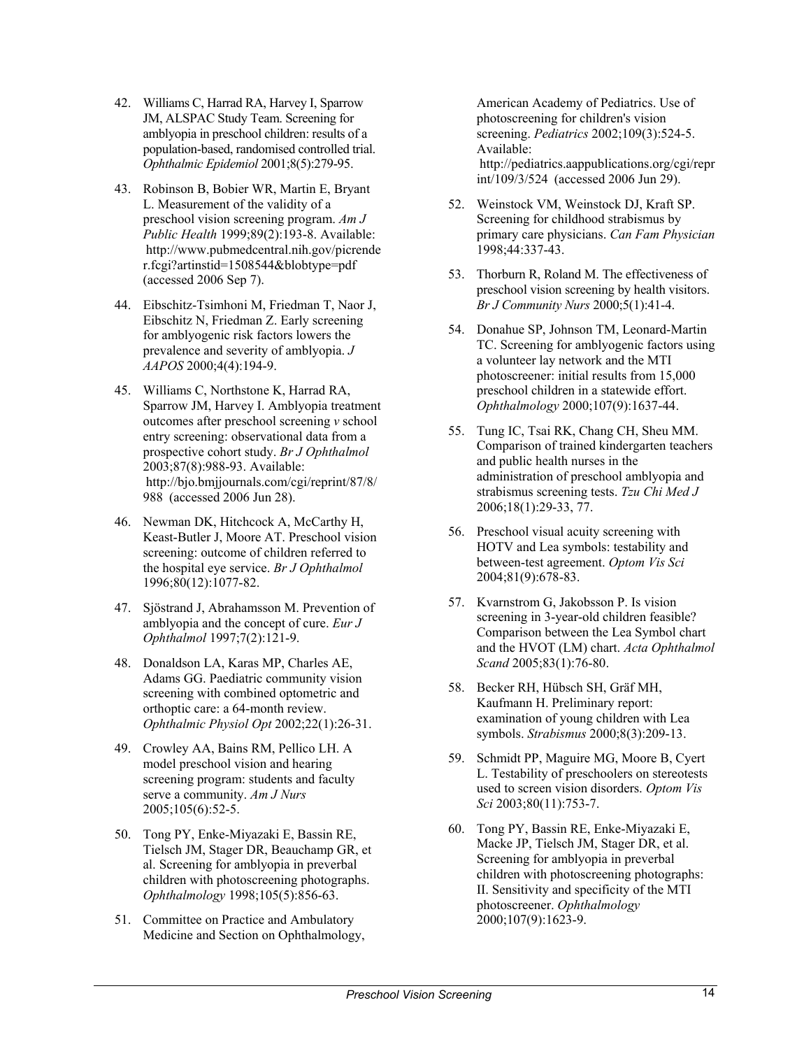42. Williams C, Harrad RA, Harvey I, Sparrow JM, ALSPAC Study Team. Screening for amblyopia in preschool children: results of a population-based, randomised controlled trial. *Ophthalmic Epidemiol* 2001;8(5):279-95.

43. Robinson B, Bobier WR, Martin E, Bryant L. Measurement of the validity of a preschool vision screening program. *Am J Public Health* 1999;89(2):193-8. Available: http://www.pubmedcentral.nih.gov/picrender.fcgi?artinstid=1508544&blobtype=pdf (accessed 2006 Sep 7).

44. Eibschitz-Tsimhoni M, Friedman T, Naor J, Eibschitz N, Friedman Z. Early screening for amblyogenic risk factors lowers the prevalence and severity of amblyopia. *J AAPOS* 2000;4(4):194-9.

45. Williams C, Northstone K, Harrad RA, Sparrow JM, Harvey I. Amblyopia treatment outcomes after preschool screening *v* school entry screening: observational data from a prospective cohort study. *Br J Ophthalmol* 2003;87(8):988-93. Available: http://bjo.bmjjournals.com/cgi/reprint/87/8/988 (accessed 2006 Jun 28).

46. Newman DK, Hitchcock A, McCarthy H, Keast-Butler J, Moore AT. Preschool vision screening: outcome of children referred to the hospital eye service. *Br J Ophthalmol* 1996;80(12):1077-82.

47. Sjöstrand J, Abrahamsson M. Prevention of amblyopia and the concept of cure. *Eur J Ophthalmol* 1997;7(2):121-9.

48. Donaldson LA, Karas MP, Charles AE, Adams GG. Paediatric community vision screening with combined optometric and orthoptic care: a 64-month review. *Ophthalmic Physiol Opt* 2002;22(1):26-31.

49. Crowley AA, Bains RM, Pellico LH. A model preschool vision and hearing screening program: students and faculty serve a community. *Am J Nurs* 2005;105(6):52-5.

50. Tong PY, Enke-Miyazaki E, Bassin RE, Tielsch JM, Stager DR, Beauchamp GR, et al. Screening for amblyopia in preverbal children with photoscreening photographs. *Ophthalmology* 1998;105(5):856-63.

51. Committee on Practice and Ambulatory Medicine and Section on Ophthalmology, American Academy of Pediatrics. Use of photoscreening for children's vision screening. *Pediatrics* 2002;109(3):524-5. Available: http://pediatrics.aappublications.org/cgi/reprint/109/3/524 (accessed 2006 Jun 29).

52. Weinstock VM, Weinstock DJ, Kraft SP. Screening for childhood strabismus by primary care physicians. *Can Fam Physician* 1998;44:337-43.

53. Thorburn R, Roland M. The effectiveness of preschool vision screening by health visitors. *Br J Community Nurs* 2000;5(1):41-4.

54. Donahue SP, Johnson TM, Leonard-Martin TC. Screening for amblyogenic factors using a volunteer lay network and the MTI photoscreener: initial results from 15,000 preschool children in a statewide effort. *Ophthalmology* 2000;107(9):1637-44.

55. Tung IC, Tsai RK, Chang CH, Sheu MM. Comparison of trained kindergarten teachers and public health nurses in the administration of preschool amblyopia and strabismus screening tests. *Tzu Chi Med J* 2006;18(1):29-33, 77.

56. Preschool visual acuity screening with HOTV and Lea symbols: testability and between-test agreement. *Optom Vis Sci* 2004;81(9):678-83.

57. Kvarnstrom G, Jakobsson P. Is vision screening in 3-year-old children feasible? Comparison between the Lea Symbol chart and the HVOT (LM) chart. *Acta Ophthalmol Scand* 2005;83(1):76-80.

58. Becker RH, Hübsch SH, Gräf MH, Kaufmann H. Preliminary report: examination of young children with Lea symbols. *Strabismus* 2000;8(3):209-13.

59. Schmidt PP, Maguire MG, Moore B, Cyert L. Testability of preschoolers on stereotests used to screen vision disorders. *Optom Vis Sci* 2003;80(11):753-7.

60. Tong PY, Bassin RE, Enke-Miyazaki E, Macke JP, Tielsch JM, Stager DR, et al. Screening for amblyopia in preverbal children with photoscreening photographs: II. Sensitivity and specificity of the MTI photoscreener. *Ophthalmology* 2000;107(9):1623-9.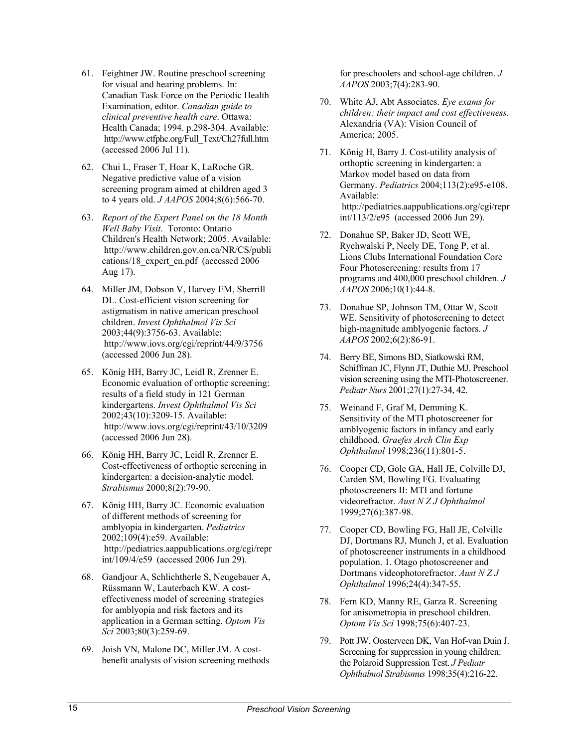61. Feightner JW. Routine preschool screening for visual and hearing problems. In: Canadian Task Force on the Periodic Health Examination, editor. *Canadian guide to clinical preventive health care*. Ottawa: Health Canada; 1994. p.298-304. Available: http://www.ctfphc.org/Full_Text/Ch27full.htm (accessed 2006 Jul 11).

62. Chui L, Fraser T, Hoar K, LaRoche GR. Negative predictive value of a vision screening program aimed at children aged 3 to 4 years old. *J AAPOS* 2004;8(6):566-70.

63. *Report of the Expert Panel on the 18 Month Well Baby Visit*. Toronto: Ontario Children's Health Network; 2005. Available: http://www.children.gov.on.ca/NR/CS/publications/18_expert_en.pdf (accessed 2006 Aug 17).

64. Miller JM, Dobson V, Harvey EM, Sherrill DL. Cost-efficient vision screening for astigmatism in native american preschool children. *Invest Ophthalmol Vis Sci* 2003;44(9):3756-63. Available: http://www.iovs.org/cgi/reprint/44/9/3756 (accessed 2006 Jun 28).

65. König HH, Barry JC, Leidl R, Zrenner E. Economic evaluation of orthoptic screening: results of a field study in 121 German kindergartens. *Invest Ophthalmol Vis Sci* 2002;43(10):3209-15. Available: http://www.iovs.org/cgi/reprint/43/10/3209 (accessed 2006 Jun 28).

66. König HH, Barry JC, Leidl R, Zrenner E. Cost-effectiveness of orthoptic screening in kindergarten: a decision-analytic model. *Strabismus* 2000;8(2):79-90.

67. König HH, Barry JC. Economic evaluation of different methods of screening for amblyopia in kindergarten. *Pediatrics* 2002;109(4):e59. Available: http://pediatrics.aappublications.org/cgi/reprint/109/4/e59 (accessed 2006 Jun 29).

68. Gandjour A, Schlichtherle S, Neugebauer A, Rüssmann W, Lauterbach KW. A cost-effectiveness model of screening strategies for amblyopia and risk factors and its application in a German setting. *Optom Vis Sci* 2003;80(3):259-69.

69. Joish VN, Malone DC, Miller JM. A cost-benefit analysis of vision screening methods for preschoolers and school-age children. *J AAPOS* 2003;7(4):283-90.

70. White AJ, Abt Associates. *Eye exams for children: their impact and cost effectiveness*. Alexandria (VA): Vision Council of America; 2005.

71. König H, Barry J. Cost-utility analysis of orthoptic screening in kindergarten: a Markov model based on data from Germany. *Pediatrics* 2004;113(2):e95-e108. Available: http://pediatrics.aappublications.org/cgi/reprint/113/2/e95 (accessed 2006 Jun 29).

72. Donahue SP, Baker JD, Scott WE, Rychwalski P, Neely DE, Tong P, et al. Lions Clubs International Foundation Core Four Photoscreening: results from 17 programs and 400,000 preschool children. *J AAPOS* 2006;10(1):44-8.

73. Donahue SP, Johnson TM, Ottar W, Scott WE. Sensitivity of photoscreening to detect high-magnitude amblyogenic factors. *J AAPOS* 2002;6(2):86-91.

74. Berry BE, Simons BD, Siatkowski RM, Schiffman JC, Flynn JT, Duthie MJ. Preschool vision screening using the MTI-Photoscreener. *Pediatr Nurs* 2001;27(1):27-34, 42.

75. Weinand F, Graf M, Demming K. Sensitivity of the MTI photoscreener for amblyogenic factors in infancy and early childhood. *Graefes Arch Clin Exp Ophthalmol* 1998;236(11):801-5.

76. Cooper CD, Gole GA, Hall JE, Colville DJ, Carden SM, Bowling FG. Evaluating photoscreeners II: MTI and fortune videorefractor. *Aust N Z J Ophthalmol* 1999;27(6):387-98.

77. Cooper CD, Bowling FG, Hall JE, Colville DJ, Dortmans RJ, Munch J, et al. Evaluation of photoscreener instruments in a childhood population. 1. Otago photoscreener and Dortmans videophotorefractor. *Aust N Z J Ophthalmol* 1996;24(4):347-55.

78. Fern KD, Manny RE, Garza R. Screening for anisometropia in preschool children. *Optom Vis Sci* 1998;75(6):407-23.

79. Pott JW, Oosterveen DK, Van Hof-van Duin J. Screening for suppression in young children: the Polaroid Suppression Test. *J Pediatr Ophthalmol Strabismus* 1998;35(4):216-22.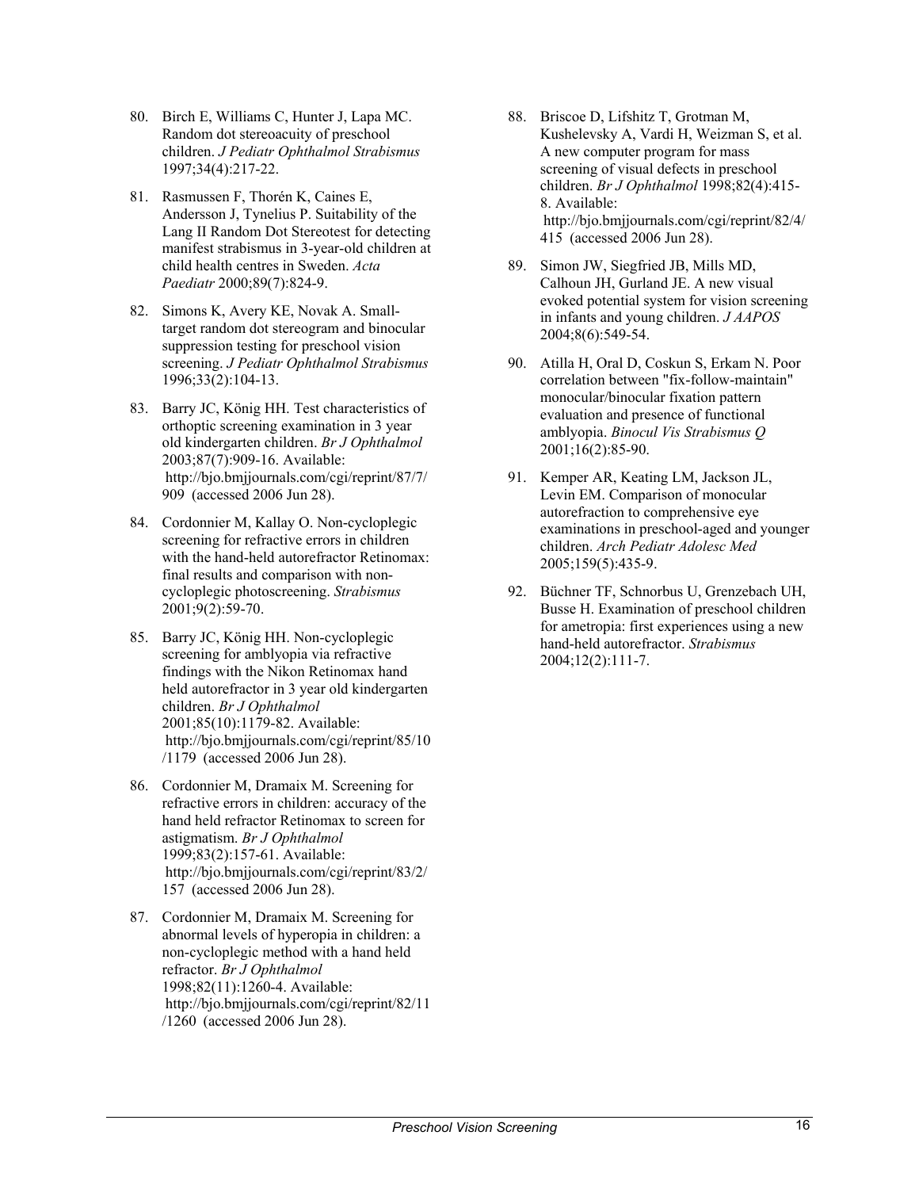80. Birch E, Williams C, Hunter J, Lapa MC. Random dot stereoacuity of preschool children. *J Pediatr Ophthalmol Strabismus* 1997;34(4):217-22.

81. Rasmussen F, Thorén K, Caines E, Andersson J, Tynelius P. Suitability of the Lang II Random Dot Stereotest for detecting manifest strabismus in 3-year-old children at child health centres in Sweden. *Acta Paediatr* 2000;89(7):824-9.

82. Simons K, Avery KE, Novak A. Small-target random dot stereogram and binocular suppression testing for preschool vision screening. *J Pediatr Ophthalmol Strabismus* 1996;33(2):104-13.

83. Barry JC, König HH. Test characteristics of orthoptic screening examination in 3 year old kindergarten children. *Br J Ophthalmol* 2003;87(7):909-16. Available: http://bjo.bmjjournals.com/cgi/reprint/87/7/909 (accessed 2006 Jun 28).

84. Cordonnier M, Kallay O. Non-cycloplegic screening for refractive errors in children with the hand-held autorefractor Retinomax: final results and comparison with non-cycloplegic photoscreening. *Strabismus* 2001;9(2):59-70.

85. Barry JC, König HH. Non-cycloplegic screening for amblyopia via refractive findings with the Nikon Retinomax hand held autorefractor in 3 year old kindergarten children. *Br J Ophthalmol* 2001;85(10):1179-82. Available: http://bjo.bmjjournals.com/cgi/reprint/85/10/1179 (accessed 2006 Jun 28).

86. Cordonnier M, Dramaix M. Screening for refractive errors in children: accuracy of the hand held refractor Retinomax to screen for astigmatism. *Br J Ophthalmol* 1999;83(2):157-61. Available: http://bjo.bmjjournals.com/cgi/reprint/83/2/157 (accessed 2006 Jun 28).

87. Cordonnier M, Dramaix M. Screening for abnormal levels of hyperopia in children: a non-cycloplegic method with a hand held refractor. *Br J Ophthalmol* 1998;82(11):1260-4. Available: http://bjo.bmjjournals.com/cgi/reprint/82/11/1260 (accessed 2006 Jun 28).

88. Briscoe D, Lifshitz T, Grotman M, Kushelevsky A, Vardi H, Weizman S, et al. A new computer program for mass screening of visual defects in preschool children. *Br J Ophthalmol* 1998;82(4):415-8. Available: http://bjo.bmjjournals.com/cgi/reprint/82/4/415 (accessed 2006 Jun 28).

89. Simon JW, Siegfried JB, Mills MD, Calhoun JH, Gurland JE. A new visual evoked potential system for vision screening in infants and young children. *J AAPOS* 2004;8(6):549-54.

90. Atilla H, Oral D, Coskun S, Erkam N. Poor correlation between "fix-follow-maintain" monocular/binocular fixation pattern evaluation and presence of functional amblyopia. *Binocul Vis Strabismus Q* 2001;16(2):85-90.

91. Kemper AR, Keating LM, Jackson JL, Levin EM. Comparison of monocular autorefraction to comprehensive eye examinations in preschool-aged and younger children. *Arch Pediatr Adolesc Med* 2005;159(5):435-9.

92. Büchner TF, Schnorbus U, Grenzebach UH, Busse H. Examination of preschool children for ametropia: first experiences using a new hand-held autorefractor. *Strabismus* 2004;12(2):111-7.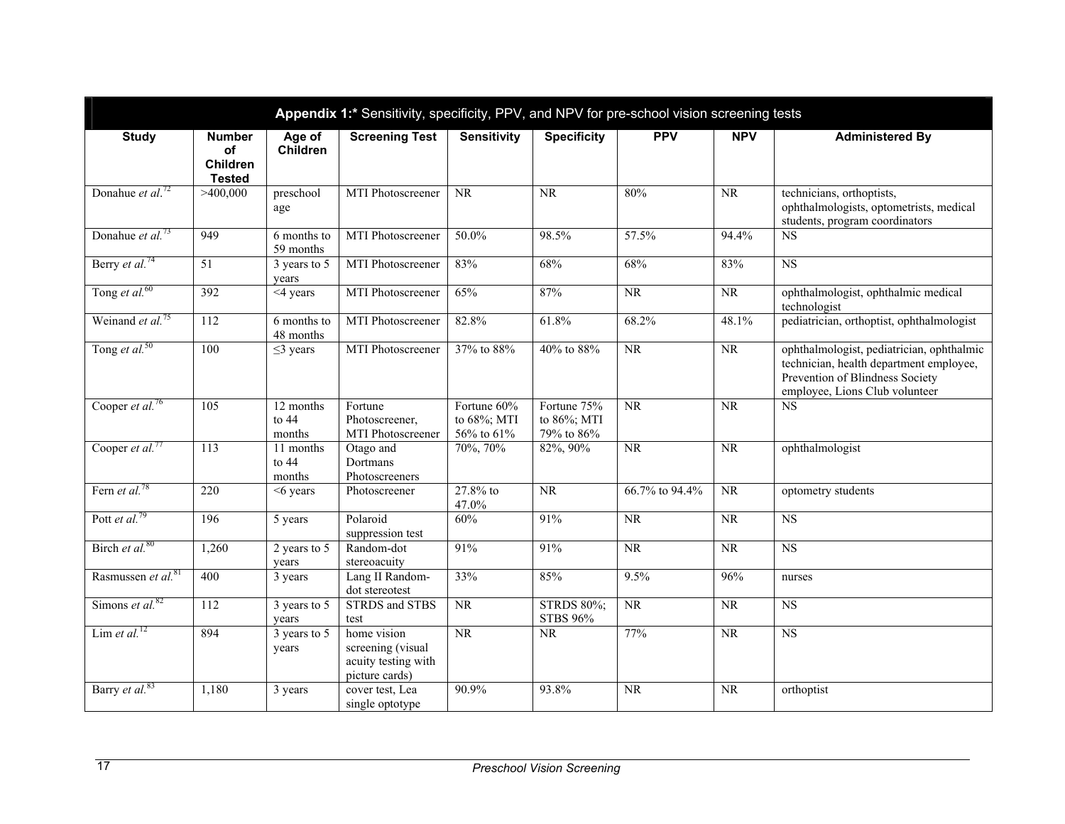**Appendix 1:*** Sensitivity, specificity, PPV, and NPV for pre-school vision screening tests

| Study | Number of Children Tested | Age of Children | Screening Test | Sensitivity | Specificity | PPV | NPV | Administered By |
|---|---|---|---|---|---|---|---|---|
| Donahue *et al.*[72] | >400,000 | preschool age | MTI Photoscreener | NR | NR | 80% | NR | technicians, orthoptists, ophthalmologists, optometrists, medical students, program coordinators |
| Donahue *et al.*[73] | 949 | 6 months to 59 months | MTI Photoscreener | 50.0% | 98.5% | 57.5% | 94.4% | NS |
| Berry *et al.*[74] | 51 | 3 years to 5 years | MTI Photoscreener | 83% | 68% | 68% | 83% | NS |
| Tong *et al.*[60] | 392 | <4 years | MTI Photoscreener | 65% | 87% | NR | NR | ophthalmologist, ophthalmic medical technologist |
| Weinand *et al.*[75] | 112 | 6 months to 48 months | MTI Photoscreener | 82.8% | 61.8% | 68.2% | 48.1% | pediatrician, orthoptist, ophthalmologist |
| Tong *et al.*[50] | 100 | ≤3 years | MTI Photoscreener | 37% to 88% | 40% to 88% | NR | NR | ophthalmologist, pediatrician, ophthalmic technician, health department employee, Prevention of Blindness Society employee, Lions Club volunteer |
| Cooper *et al.*[76] | 105 | 12 months to 44 months | Fortune Photoscreener, MTI Photoscreener | Fortune 60% to 68%; MTI 56% to 61% | Fortune 75% to 86%; MTI 79% to 86% | NR | NR | NS |
| Cooper *et al.*[77] | 113 | 11 months to 44 months | Otago and Dortmans Photoscreeners | 70%, 70% | 82%, 90% | NR | NR | ophthalmologist |
| Fern *et al.*[78] | 220 | <6 years | Photoscreener | 27.8% to 47.0% | NR | 66.7% to 94.4% | NR | optometry students |
| Pott *et al.*[79] | 196 | 5 years | Polaroid suppression test | 60% | 91% | NR | NR | NS |
| Birch *et al.*[80] | 1,260 | 2 years to 5 years | Random-dot stereoacuity | 91% | 91% | NR | NR | NS |
| Rasmussen *et al.*[81] | 400 | 3 years | Lang II Random-dot stereotest | 33% | 85% | 9.5% | 96% | nurses |
| Simons *et al.*[82] | 112 | 3 years to 5 years | STRDS and STBS test | NR | STRDS 80%; STBS 96% | NR | NR | NS |
| Lim *et al.*[12] | 894 | 3 years to 5 years | home vision screening (visual acuity testing with picture cards) | NR | NR | 77% | NR | NS |
| Barry *et al.*[83] | 1,180 | 3 years | cover test, Lea single optotype | 90.9% | 93.8% | NR | NR | orthoptist |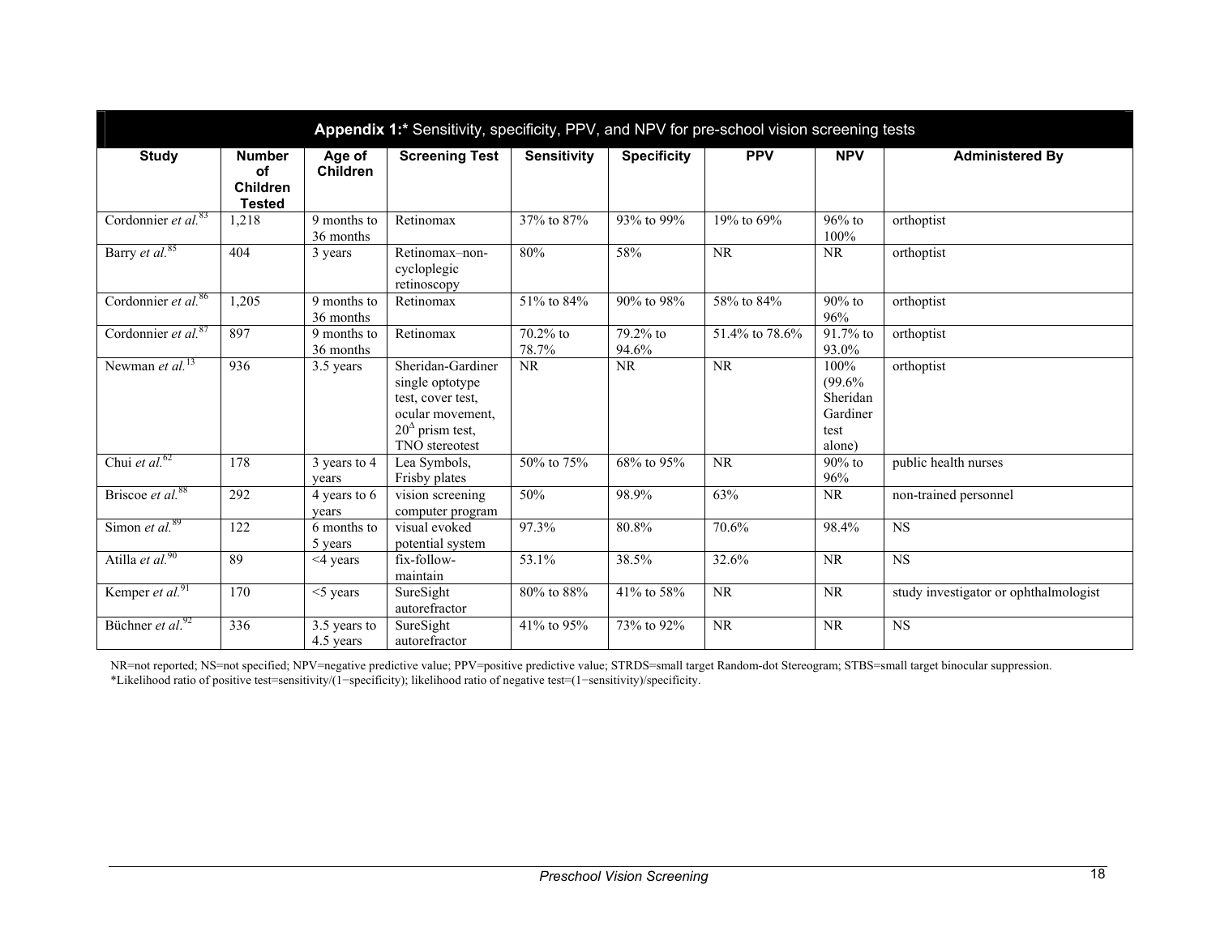**Appendix 1:*** Sensitivity, specificity, PPV, and NPV for pre-school vision screening tests

| Study | Number of Children Tested | Age of Children | Screening Test | Sensitivity | Specificity | PPV | NPV | Administered By |
|---|---|---|---|---|---|---|---|---|
| Cordonnier *et al.*[83] | 1,218 | 9 months to 36 months | Retinomax | 37% to 87% | 93% to 99% | 19% to 69% | 96% to 100% | orthoptist |
| Barry *et al.*[85] | 404 | 3 years | Retinomax–non-cycloplegic retinoscopy | 80% | 58% | NR | NR | orthoptist |
| Cordonnier *et al.*[86] | 1,205 | 9 months to 36 months | Retinomax | 51% to 84% | 90% to 98% | 58% to 84% | 90% to 96% | orthoptist |
| Cordonnier *et al.*[87] | 897 | 9 months to 36 months | Retinomax | 70.2% to 78.7% | 79.2% to 94.6% | 51.4% to 78.6% | 91.7% to 93.0% | orthoptist |
| Newman *et al.*[13] | 936 | 3.5 years | Sheridan-Gardiner single optotype test, cover test, ocular movement, $20^{\Delta}$ prism test, TNO stereotest | NR | NR | NR | 100% (99.6% Sheridan Gardiner test alone) | orthoptist |
| Chui *et al.*[62] | 178 | 3 years to 4 years | Lea Symbols, Frisby plates | 50% to 75% | 68% to 95% | NR | 90% to 96% | public health nurses |
| Briscoe *et al.*[88] | 292 | 4 years to 6 years | vision screening computer program | 50% | 98.9% | 63% | NR | non-trained personnel |
| Simon *et al.*[89] | 122 | 6 months to 5 years | visual evoked potential system | 97.3% | 80.8% | 70.6% | 98.4% | NS |
| Atilla *et al.*[90] | 89 | <4 years | fix-follow-maintain | 53.1% | 38.5% | 32.6% | NR | NS |
| Kemper *et al.*[91] | 170 | <5 years | SureSight autorefractor | 80% to 88% | 41% to 58% | NR | NR | study investigator or ophthalmologist |
| Büchner *et al*.[92] | 336 | 3.5 years to 4.5 years | SureSight autorefractor | 41% to 95% | 73% to 92% | NR | NR | NS |

NR=not reported; NS=not specified; NPV=negative predictive value; PPV=positive predictive value; STRDS=small target Random-dot Stereogram; STBS=small target binocular suppression.
*Likelihood ratio of positive test=sensitivity/(1−specificity); likelihood ratio of negative test=(1−sensitivity)/specificity.